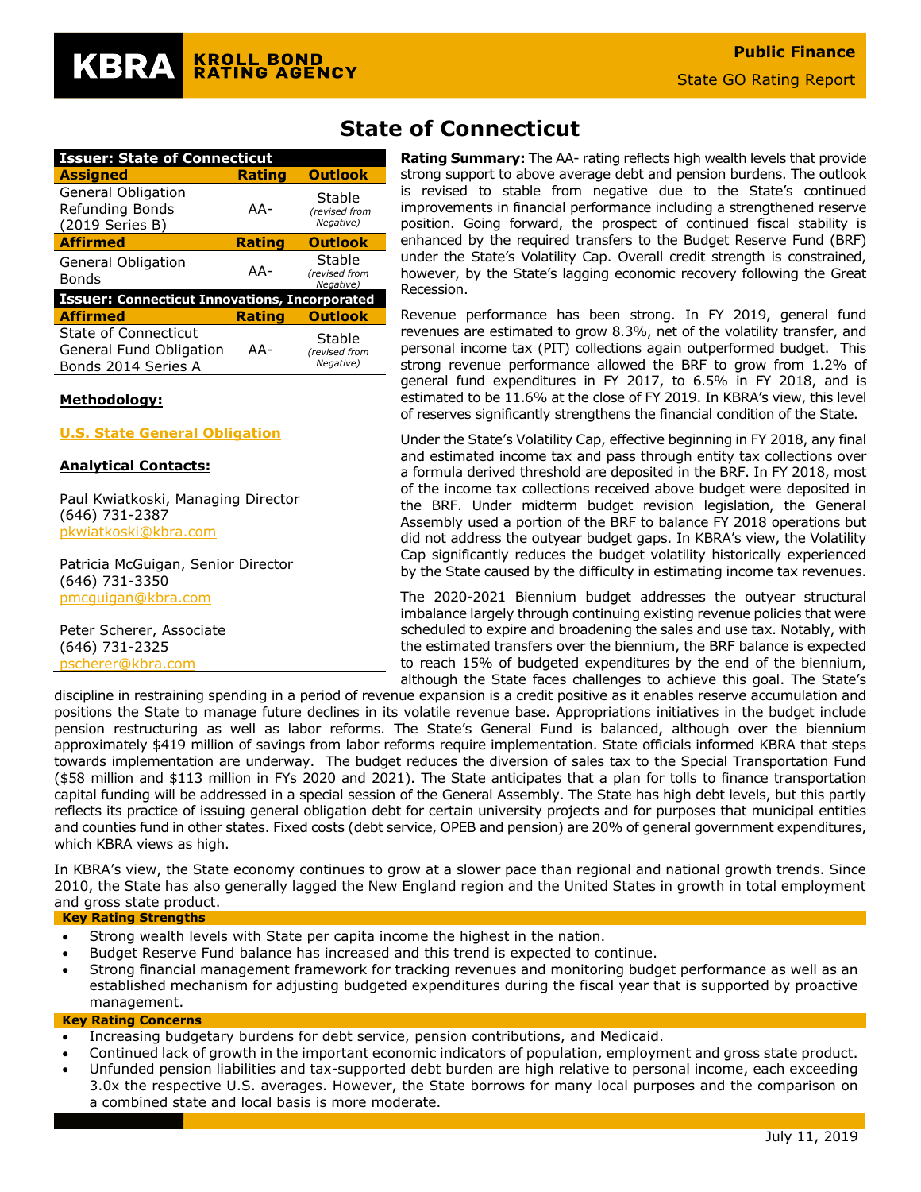KBRA KROLL BOND RATING AGENCY

**Public Finance**

State GO Rating Report

# State of Connecticut

| Issuer: State of Connecticut | | |
|---|---|---|
| **Assigned** | **Rating** | **Outlook** |
| General Obligation Refunding Bonds (2019 Series B) | AA- | Stable *(revised from Negative)* |
| **Affirmed** | **Rating** | **Outlook** |
| General Obligation Bonds | AA- | Stable *(revised from Negative)* |
| **Issuer: Connecticut Innovations, Incorporated** | | |
| **Affirmed** | **Rating** | **Outlook** |
| State of Connecticut General Fund Obligation Bonds 2014 Series A | AA- | Stable *(revised from Negative)* |

**Methodology:**

U.S. State General Obligation

**Analytical Contacts:**

Paul Kwiatkoski, Managing Director
(646) 731-2387
pkwiatkoski@kbra.com

Patricia McGuigan, Senior Director
(646) 731-3350
pmcguigan@kbra.com

Peter Scherer, Associate
(646) 731-2325
pscherer@kbra.com

**Rating Summary:** The AA- rating reflects high wealth levels that provide strong support to above average debt and pension burdens. The outlook is revised to stable from negative due to the State's continued improvements in financial performance including a strengthened reserve position. Going forward, the prospect of continued fiscal stability is enhanced by the required transfers to the Budget Reserve Fund (BRF) under the State's Volatility Cap. Overall credit strength is constrained, however, by the State's lagging economic recovery following the Great Recession.

Revenue performance has been strong. In FY 2019, general fund revenues are estimated to grow 8.3%, net of the volatility transfer, and personal income tax (PIT) collections again outperformed budget. This strong revenue performance allowed the BRF to grow from 1.2% of general fund expenditures in FY 2017, to 6.5% in FY 2018, and is estimated to be 11.6% at the close of FY 2019. In KBRA's view, this level of reserves significantly strengthens the financial condition of the State.

Under the State's Volatility Cap, effective beginning in FY 2018, any final and estimated income tax and pass through entity tax collections over a formula derived threshold are deposited in the BRF. In FY 2018, most of the income tax collections received above budget were deposited in the BRF. Under midterm budget revision legislation, the General Assembly used a portion of the BRF to balance FY 2018 operations but did not address the outyear budget gaps. In KBRA's view, the Volatility Cap significantly reduces the budget volatility historically experienced by the State caused by the difficulty in estimating income tax revenues.

The 2020-2021 Biennium budget addresses the outyear structural imbalance largely through continuing existing revenue policies that were scheduled to expire and broadening the sales and use tax. Notably, with the estimated transfers over the biennium, the BRF balance is expected to reach 15% of budgeted expenditures by the end of the biennium, although the State faces challenges to achieve this goal. The State's discipline in restraining spending in a period of revenue expansion is a credit positive as it enables reserve accumulation and positions the State to manage future declines in its volatile revenue base. Appropriations initiatives in the budget include pension restructuring as well as labor reforms. The State's General Fund is balanced, although over the biennium approximately $419 million of savings from labor reforms require implementation. State officials informed KBRA that steps towards implementation are underway. The budget reduces the diversion of sales tax to the Special Transportation Fund ($58 million and $113 million in FYs 2020 and 2021). The State anticipates that a plan for tolls to finance transportation capital funding will be addressed in a special session of the General Assembly. The State has high debt levels, but this partly reflects its practice of issuing general obligation debt for certain university projects and for purposes that municipal entities and counties fund in other states. Fixed costs (debt service, OPEB and pension) are 20% of general government expenditures, which KBRA views as high.

In KBRA's view, the State economy continues to grow at a slower pace than regional and national growth trends. Since 2010, the State has also generally lagged the New England region and the United States in growth in total employment and gross state product.

**Key Rating Strengths**

- Strong wealth levels with State per capita income the highest in the nation.
- Budget Reserve Fund balance has increased and this trend is expected to continue.
- Strong financial management framework for tracking revenues and monitoring budget performance as well as an established mechanism for adjusting budgeted expenditures during the fiscal year that is supported by proactive management.

**Key Rating Concerns**

- Increasing budgetary burdens for debt service, pension contributions, and Medicaid.
- Continued lack of growth in the important economic indicators of population, employment and gross state product.
- Unfunded pension liabilities and tax-supported debt burden are high relative to personal income, each exceeding 3.0x the respective U.S. averages. However, the State borrows for many local purposes and the comparison on a combined state and local basis is more moderate.

July 11, 2019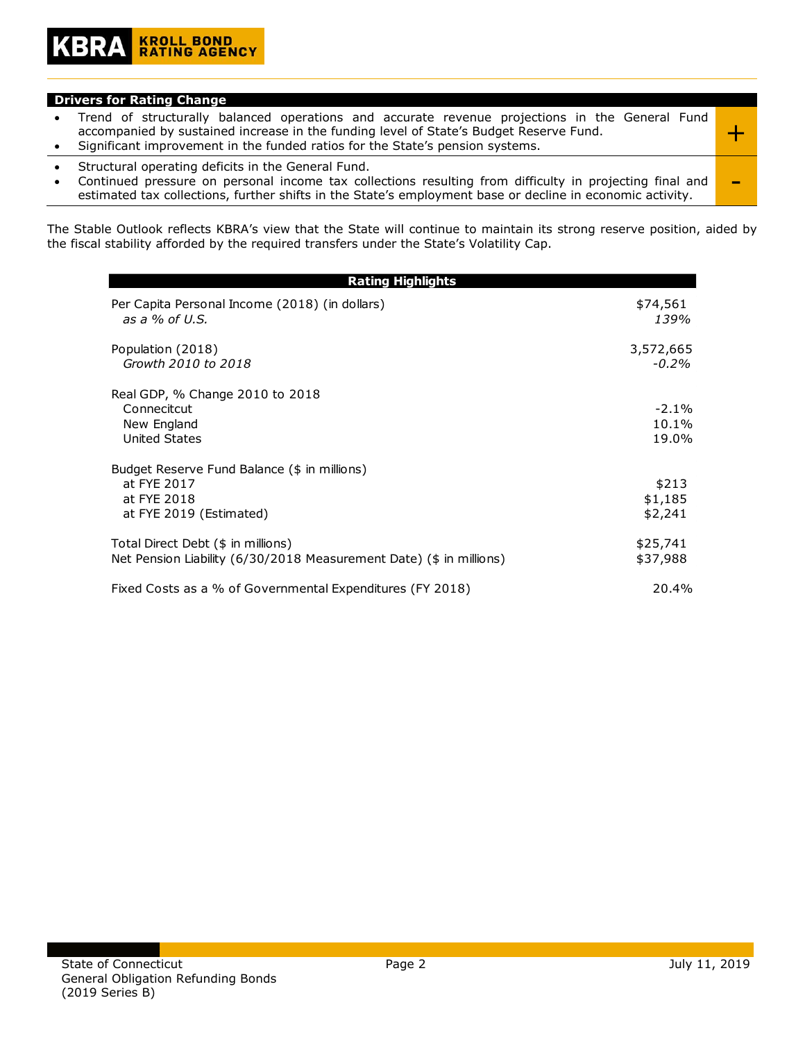## Drivers for Rating Change

| | |
|---|---|
| • Trend of structurally balanced operations and accurate revenue projections in the General Fund accompanied by sustained increase in the funding level of State's Budget Reserve Fund.<br>• Significant improvement in the funded ratios for the State's pension systems. | + |
| • Structural operating deficits in the General Fund.<br>• Continued pressure on personal income tax collections resulting from difficulty in projecting final and estimated tax collections, further shifts in the State's employment base or decline in economic activity. | - |

The Stable Outlook reflects KBRA's view that the State will continue to maintain its strong reserve position, aided by the fiscal stability afforded by the required transfers under the State's Volatility Cap.

| Rating Highlights | |
|---|---|
| Per Capita Personal Income (2018) (in dollars) | $74,561 |
| *as a % of U.S.* | *139%* |
| Population (2018) | 3,572,665 |
| *Growth 2010 to 2018* | *-0.2%* |
| Real GDP, % Change 2010 to 2018 | |
| Connecitcut | -2.1% |
| New England | 10.1% |
| United States | 19.0% |
| Budget Reserve Fund Balance ($ in millions) | |
| at FYE 2017 | $213 |
| at FYE 2018 | $1,185 |
| at FYE 2019 (Estimated) | $2,241 |
| Total Direct Debt ($ in millions) | $25,741 |
| Net Pension Liability (6/30/2018 Measurement Date) ($ in millions) | $37,988 |
| Fixed Costs as a % of Governmental Expenditures (FY 2018) | 20.4% |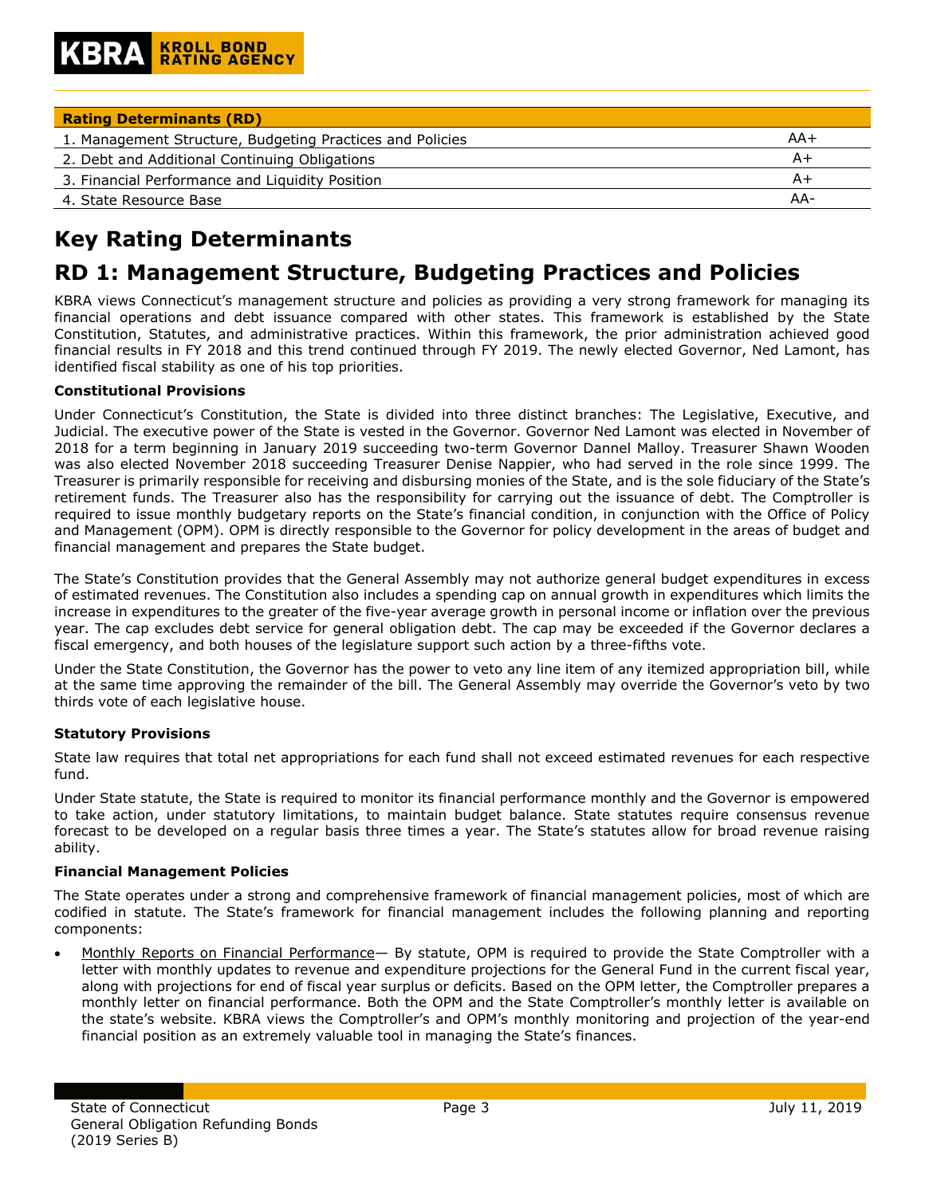| Rating Determinants (RD) | |
|---|---|
| 1. Management Structure, Budgeting Practices and Policies | AA+ |
| 2. Debt and Additional Continuing Obligations | A+ |
| 3. Financial Performance and Liquidity Position | A+ |
| 4. State Resource Base | AA- |

# Key Rating Determinants

# RD 1: Management Structure, Budgeting Practices and Policies

KBRA views Connecticut's management structure and policies as providing a very strong framework for managing its financial operations and debt issuance compared with other states. This framework is established by the State Constitution, Statutes, and administrative practices. Within this framework, the prior administration achieved good financial results in FY 2018 and this trend continued through FY 2019. The newly elected Governor, Ned Lamont, has identified fiscal stability as one of his top priorities.

**Constitutional Provisions**

Under Connecticut's Constitution, the State is divided into three distinct branches: The Legislative, Executive, and Judicial. The executive power of the State is vested in the Governor. Governor Ned Lamont was elected in November of 2018 for a term beginning in January 2019 succeeding two-term Governor Dannel Malloy. Treasurer Shawn Wooden was also elected November 2018 succeeding Treasurer Denise Nappier, who had served in the role since 1999. The Treasurer is primarily responsible for receiving and disbursing monies of the State, and is the sole fiduciary of the State's retirement funds. The Treasurer also has the responsibility for carrying out the issuance of debt. The Comptroller is required to issue monthly budgetary reports on the State's financial condition, in conjunction with the Office of Policy and Management (OPM). OPM is directly responsible to the Governor for policy development in the areas of budget and financial management and prepares the State budget.

The State's Constitution provides that the General Assembly may not authorize general budget expenditures in excess of estimated revenues. The Constitution also includes a spending cap on annual growth in expenditures which limits the increase in expenditures to the greater of the five-year average growth in personal income or inflation over the previous year. The cap excludes debt service for general obligation debt. The cap may be exceeded if the Governor declares a fiscal emergency, and both houses of the legislature support such action by a three-fifths vote.

Under the State Constitution, the Governor has the power to veto any line item of any itemized appropriation bill, while at the same time approving the remainder of the bill. The General Assembly may override the Governor's veto by two thirds vote of each legislative house.

**Statutory Provisions**

State law requires that total net appropriations for each fund shall not exceed estimated revenues for each respective fund.

Under State statute, the State is required to monitor its financial performance monthly and the Governor is empowered to take action, under statutory limitations, to maintain budget balance. State statutes require consensus revenue forecast to be developed on a regular basis three times a year. The State's statutes allow for broad revenue raising ability.

**Financial Management Policies**

The State operates under a strong and comprehensive framework of financial management policies, most of which are codified in statute. The State's framework for financial management includes the following planning and reporting components:

- Monthly Reports on Financial Performance— By statute, OPM is required to provide the State Comptroller with a letter with monthly updates to revenue and expenditure projections for the General Fund in the current fiscal year, along with projections for end of fiscal year surplus or deficits. Based on the OPM letter, the Comptroller prepares a monthly letter on financial performance. Both the OPM and the State Comptroller's monthly letter is available on the state's website. KBRA views the Comptroller's and OPM's monthly monitoring and projection of the year-end financial position as an extremely valuable tool in managing the State's finances.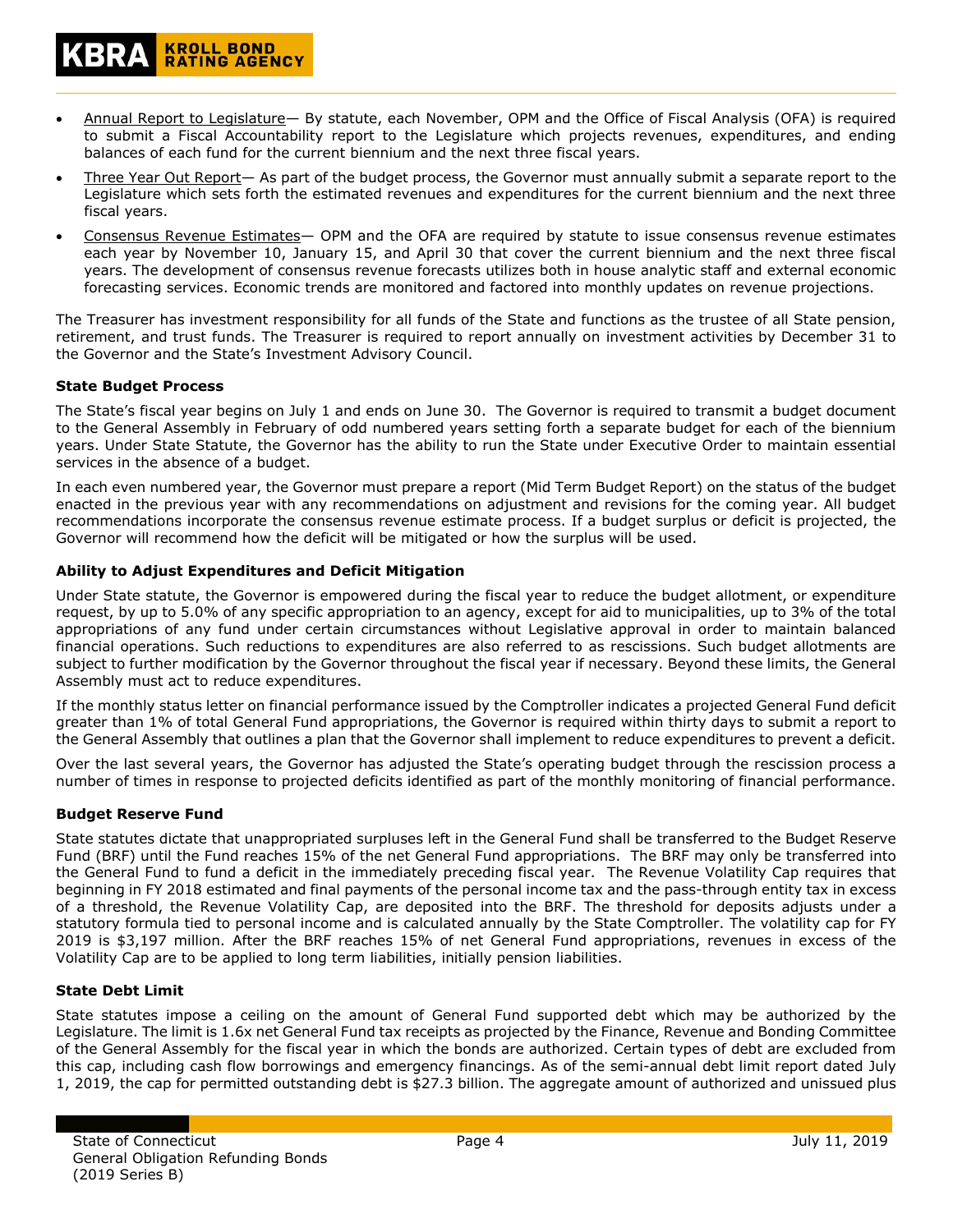- Annual Report to Legislature— By statute, each November, OPM and the Office of Fiscal Analysis (OFA) is required to submit a Fiscal Accountability report to the Legislature which projects revenues, expenditures, and ending balances of each fund for the current biennium and the next three fiscal years.
- Three Year Out Report— As part of the budget process, the Governor must annually submit a separate report to the Legislature which sets forth the estimated revenues and expenditures for the current biennium and the next three fiscal years.
- Consensus Revenue Estimates— OPM and the OFA are required by statute to issue consensus revenue estimates each year by November 10, January 15, and April 30 that cover the current biennium and the next three fiscal years. The development of consensus revenue forecasts utilizes both in house analytic staff and external economic forecasting services. Economic trends are monitored and factored into monthly updates on revenue projections.

The Treasurer has investment responsibility for all funds of the State and functions as the trustee of all State pension, retirement, and trust funds. The Treasurer is required to report annually on investment activities by December 31 to the Governor and the State's Investment Advisory Council.

**State Budget Process**

The State's fiscal year begins on July 1 and ends on June 30. The Governor is required to transmit a budget document to the General Assembly in February of odd numbered years setting forth a separate budget for each of the biennium years. Under State Statute, the Governor has the ability to run the State under Executive Order to maintain essential services in the absence of a budget.

In each even numbered year, the Governor must prepare a report (Mid Term Budget Report) on the status of the budget enacted in the previous year with any recommendations on adjustment and revisions for the coming year. All budget recommendations incorporate the consensus revenue estimate process. If a budget surplus or deficit is projected, the Governor will recommend how the deficit will be mitigated or how the surplus will be used.

**Ability to Adjust Expenditures and Deficit Mitigation**

Under State statute, the Governor is empowered during the fiscal year to reduce the budget allotment, or expenditure request, by up to 5.0% of any specific appropriation to an agency, except for aid to municipalities, up to 3% of the total appropriations of any fund under certain circumstances without Legislative approval in order to maintain balanced financial operations. Such reductions to expenditures are also referred to as rescissions. Such budget allotments are subject to further modification by the Governor throughout the fiscal year if necessary. Beyond these limits, the General Assembly must act to reduce expenditures.

If the monthly status letter on financial performance issued by the Comptroller indicates a projected General Fund deficit greater than 1% of total General Fund appropriations, the Governor is required within thirty days to submit a report to the General Assembly that outlines a plan that the Governor shall implement to reduce expenditures to prevent a deficit.

Over the last several years, the Governor has adjusted the State's operating budget through the rescission process a number of times in response to projected deficits identified as part of the monthly monitoring of financial performance.

**Budget Reserve Fund**

State statutes dictate that unappropriated surpluses left in the General Fund shall be transferred to the Budget Reserve Fund (BRF) until the Fund reaches 15% of the net General Fund appropriations. The BRF may only be transferred into the General Fund to fund a deficit in the immediately preceding fiscal year. The Revenue Volatility Cap requires that beginning in FY 2018 estimated and final payments of the personal income tax and the pass-through entity tax in excess of a threshold, the Revenue Volatility Cap, are deposited into the BRF. The threshold for deposits adjusts under a statutory formula tied to personal income and is calculated annually by the State Comptroller. The volatility cap for FY 2019 is $3,197 million. After the BRF reaches 15% of net General Fund appropriations, revenues in excess of the Volatility Cap are to be applied to long term liabilities, initially pension liabilities.

**State Debt Limit**

State statutes impose a ceiling on the amount of General Fund supported debt which may be authorized by the Legislature. The limit is 1.6x net General Fund tax receipts as projected by the Finance, Revenue and Bonding Committee of the General Assembly for the fiscal year in which the bonds are authorized. Certain types of debt are excluded from this cap, including cash flow borrowings and emergency financings. As of the semi-annual debt limit report dated July 1, 2019, the cap for permitted outstanding debt is $27.3 billion. The aggregate amount of authorized and unissued plus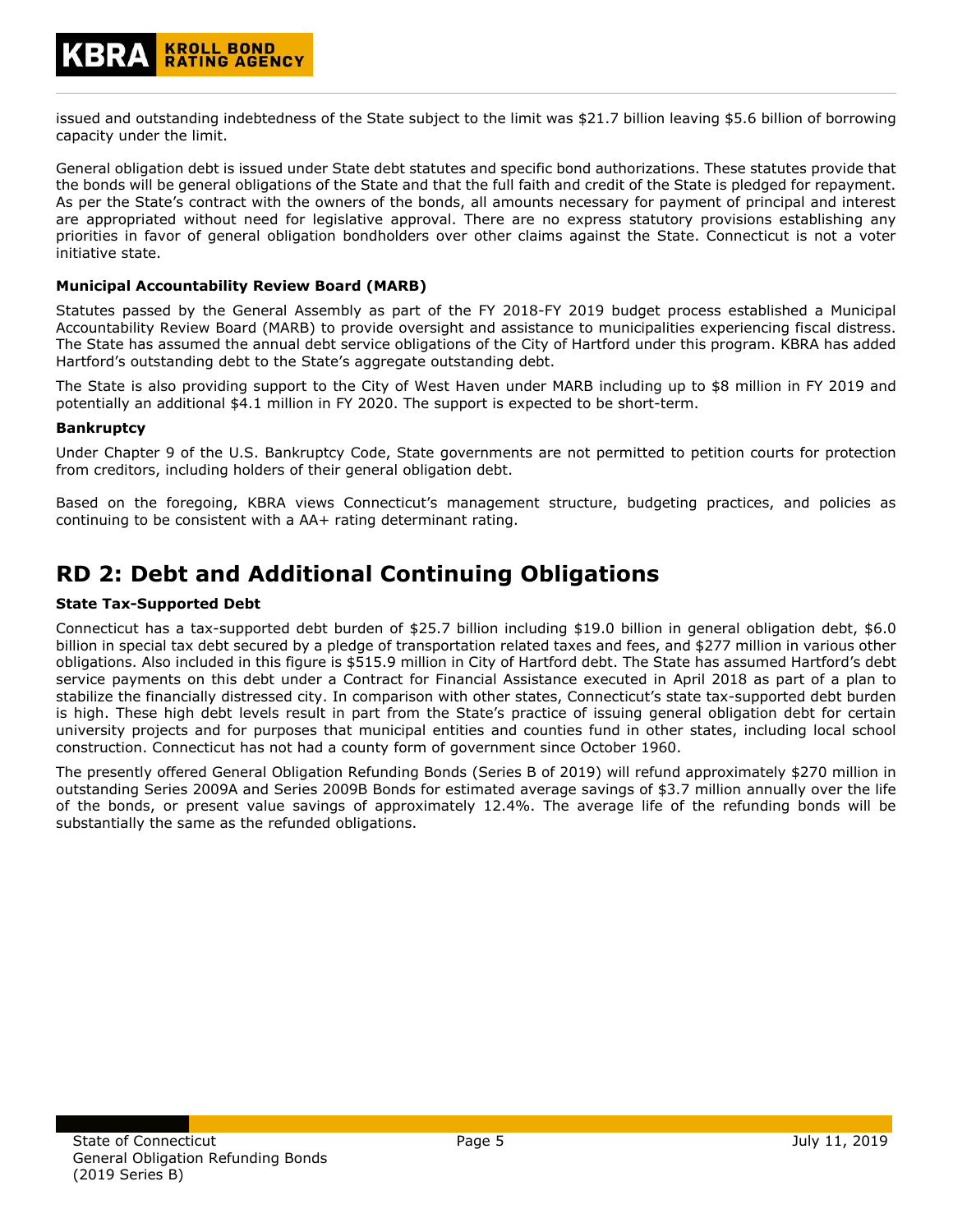issued and outstanding indebtedness of the State subject to the limit was $21.7 billion leaving $5.6 billion of borrowing capacity under the limit.

General obligation debt is issued under State debt statutes and specific bond authorizations. These statutes provide that the bonds will be general obligations of the State and that the full faith and credit of the State is pledged for repayment. As per the State's contract with the owners of the bonds, all amounts necessary for payment of principal and interest are appropriated without need for legislative approval. There are no express statutory provisions establishing any priorities in favor of general obligation bondholders over other claims against the State. Connecticut is not a voter initiative state.

**Municipal Accountability Review Board (MARB)**

Statutes passed by the General Assembly as part of the FY 2018-FY 2019 budget process established a Municipal Accountability Review Board (MARB) to provide oversight and assistance to municipalities experiencing fiscal distress. The State has assumed the annual debt service obligations of the City of Hartford under this program. KBRA has added Hartford's outstanding debt to the State's aggregate outstanding debt.

The State is also providing support to the City of West Haven under MARB including up to $8 million in FY 2019 and potentially an additional $4.1 million in FY 2020. The support is expected to be short-term.

**Bankruptcy**

Under Chapter 9 of the U.S. Bankruptcy Code, State governments are not permitted to petition courts for protection from creditors, including holders of their general obligation debt.

Based on the foregoing, KBRA views Connecticut's management structure, budgeting practices, and policies as continuing to be consistent with a AA+ rating determinant rating.

## RD 2: Debt and Additional Continuing Obligations

**State Tax-Supported Debt**

Connecticut has a tax-supported debt burden of $25.7 billion including $19.0 billion in general obligation debt, $6.0 billion in special tax debt secured by a pledge of transportation related taxes and fees, and $277 million in various other obligations. Also included in this figure is $515.9 million in City of Hartford debt. The State has assumed Hartford's debt service payments on this debt under a Contract for Financial Assistance executed in April 2018 as part of a plan to stabilize the financially distressed city. In comparison with other states, Connecticut's state tax-supported debt burden is high. These high debt levels result in part from the State's practice of issuing general obligation debt for certain university projects and for purposes that municipal entities and counties fund in other states, including local school construction. Connecticut has not had a county form of government since October 1960.

The presently offered General Obligation Refunding Bonds (Series B of 2019) will refund approximately $270 million in outstanding Series 2009A and Series 2009B Bonds for estimated average savings of $3.7 million annually over the life of the bonds, or present value savings of approximately 12.4%. The average life of the refunding bonds will be substantially the same as the refunded obligations.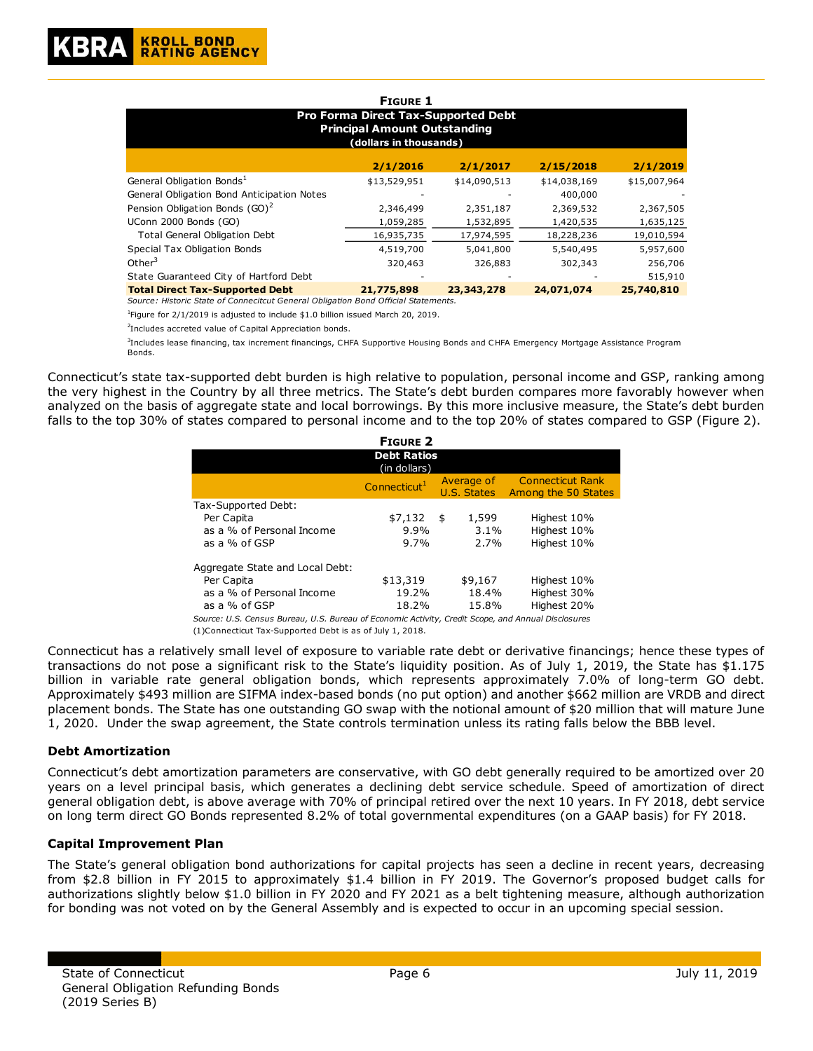**Figure 1**

**Pro Forma Direct Tax-Supported Debt Principal Amount Outstanding (dollars in thousands)**

| | 2/1/2016 | 2/1/2017 | 2/15/2018 | 2/1/2019 |
|---|---|---|---|---|
| General Obligation Bonds[1] | $13,529,951 | $14,090,513 | $14,038,169 | $15,007,964 |
| General Obligation Bond Anticipation Notes | - | - | 400,000 | - |
| Pension Obligation Bonds (GO)[2] | 2,346,499 | 2,351,187 | 2,369,532 | 2,367,505 |
| UConn 2000 Bonds (GO) | 1,059,285 | 1,532,895 | 1,420,535 | 1,635,125 |
| Total General Obligation Debt | 16,935,735 | 17,974,595 | 18,228,236 | 19,010,594 |
| Special Tax Obligation Bonds | 4,519,700 | 5,041,800 | 5,540,495 | 5,957,600 |
| Other[3] | 320,463 | 326,883 | 302,343 | 256,706 |
| State Guaranteed City of Hartford Debt | - | - | - | 515,910 |
| **Total Direct Tax-Supported Debt** | **21,775,898** | **23,343,278** | **24,071,074** | **25,740,810** |

*Source: Historic State of Connecitcut General Obligation Bond Official Statements.*

[1]Figure for 2/1/2019 is adjusted to include $1.0 billion issued March 20, 2019.

[2]Includes accreted value of Capital Appreciation bonds.

[3]Includes lease financing, tax increment financings, CHFA Supportive Housing Bonds and CHFA Emergency Mortgage Assistance Program Bonds.

Connecticut's state tax-supported debt burden is high relative to population, personal income and GSP, ranking among the very highest in the Country by all three metrics. The State's debt burden compares more favorably however when analyzed on the basis of aggregate state and local borrowings. By this more inclusive measure, the State's debt burden falls to the top 30% of states compared to personal income and to the top 20% of states compared to GSP (Figure 2).

**Figure 2**

**Debt Ratios (in dollars)**

| | Connecticut[1] | Average of U.S. States | Connecticut Rank Among the 50 States |
|---|---|---|---|
| Tax-Supported Debt: | | | |
| Per Capita | $7,132 | $ 1,599 | Highest 10% |
| as a % of Personal Income | 9.9% | 3.1% | Highest 10% |
| as a % of GSP | 9.7% | 2.7% | Highest 10% |
| Aggregate State and Local Debt: | | | |
| Per Capita | $13,319 | $9,167 | Highest 10% |
| as a % of Personal Income | 19.2% | 18.4% | Highest 30% |
| as a % of GSP | 18.2% | 15.8% | Highest 20% |

*Source: U.S. Census Bureau, U.S. Bureau of Economic Activity, Credit Scope, and Annual Disclosures*

(1)Connecticut Tax-Supported Debt is as of July 1, 2018.

Connecticut has a relatively small level of exposure to variable rate debt or derivative financings; hence these types of transactions do not pose a significant risk to the State's liquidity position. As of July 1, 2019, the State has $1.175 billion in variable rate general obligation bonds, which represents approximately 7.0% of long-term GO debt. Approximately $493 million are SIFMA index-based bonds (no put option) and another $662 million are VRDB and direct placement bonds. The State has one outstanding GO swap with the notional amount of $20 million that will mature June 1, 2020. Under the swap agreement, the State controls termination unless its rating falls below the BBB level.

### Debt Amortization

Connecticut's debt amortization parameters are conservative, with GO debt generally required to be amortized over 20 years on a level principal basis, which generates a declining debt service schedule. Speed of amortization of direct general obligation debt, is above average with 70% of principal retired over the next 10 years. In FY 2018, debt service on long term direct GO Bonds represented 8.2% of total governmental expenditures (on a GAAP basis) for FY 2018.

### Capital Improvement Plan

The State's general obligation bond authorizations for capital projects has seen a decline in recent years, decreasing from $2.8 billion in FY 2015 to approximately $1.4 billion in FY 2019. The Governor's proposed budget calls for authorizations slightly below $1.0 billion in FY 2020 and FY 2021 as a belt tightening measure, although authorization for bonding was not voted on by the General Assembly and is expected to occur in an upcoming special session.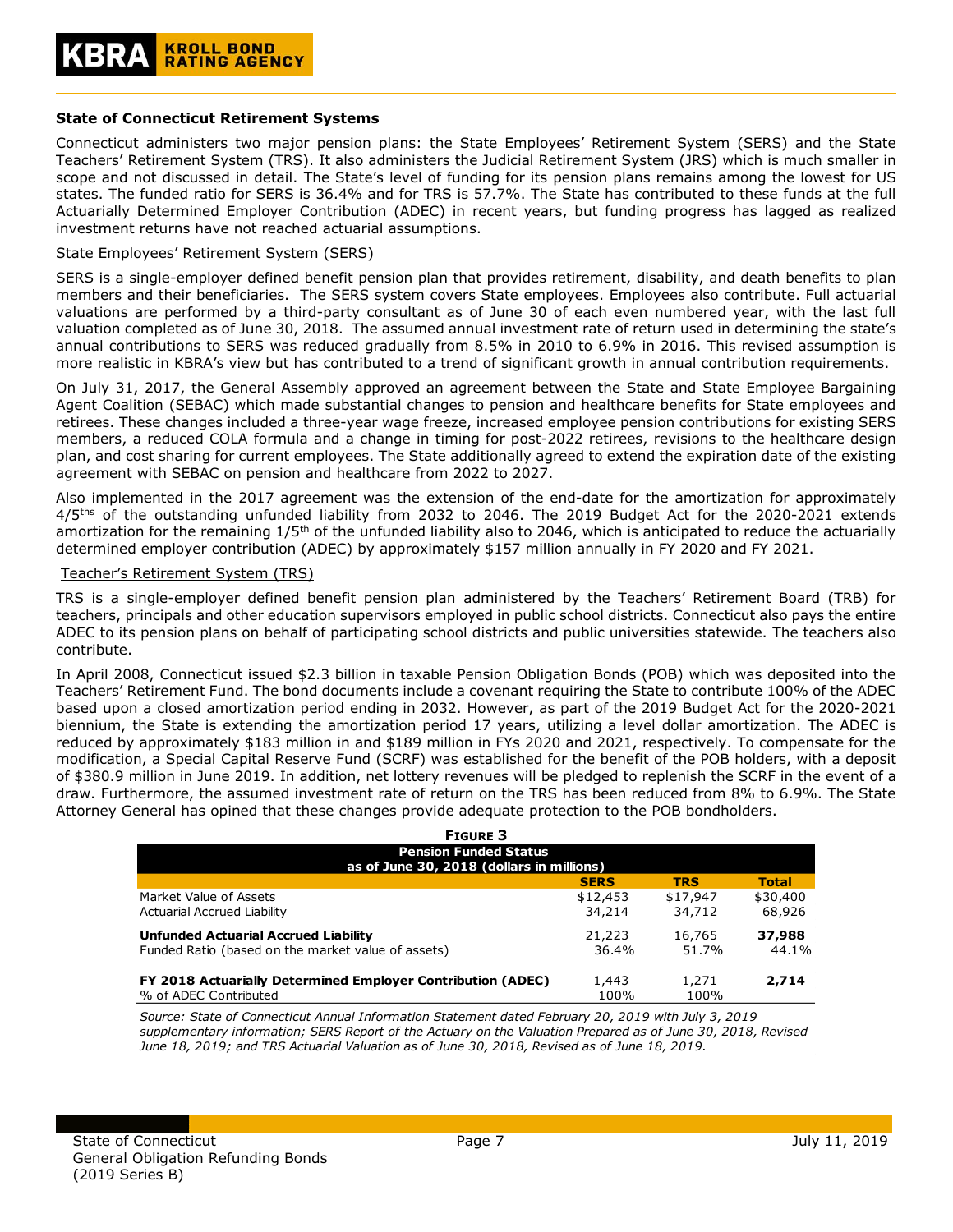### State of Connecticut Retirement Systems

Connecticut administers two major pension plans: the State Employees' Retirement System (SERS) and the State Teachers' Retirement System (TRS). It also administers the Judicial Retirement System (JRS) which is much smaller in scope and not discussed in detail. The State's level of funding for its pension plans remains among the lowest for US states. The funded ratio for SERS is 36.4% and for TRS is 57.7%. The State has contributed to these funds at the full Actuarially Determined Employer Contribution (ADEC) in recent years, but funding progress has lagged as realized investment returns have not reached actuarial assumptions.

#### State Employees' Retirement System (SERS)

SERS is a single-employer defined benefit pension plan that provides retirement, disability, and death benefits to plan members and their beneficiaries. The SERS system covers State employees. Employees also contribute. Full actuarial valuations are performed by a third-party consultant as of June 30 of each even numbered year, with the last full valuation completed as of June 30, 2018. The assumed annual investment rate of return used in determining the state's annual contributions to SERS was reduced gradually from 8.5% in 2010 to 6.9% in 2016. This revised assumption is more realistic in KBRA's view but has contributed to a trend of significant growth in annual contribution requirements.

On July 31, 2017, the General Assembly approved an agreement between the State and State Employee Bargaining Agent Coalition (SEBAC) which made substantial changes to pension and healthcare benefits for State employees and retirees. These changes included a three-year wage freeze, increased employee pension contributions for existing SERS members, a reduced COLA formula and a change in timing for post-2022 retirees, revisions to the healthcare design plan, and cost sharing for current employees. The State additionally agreed to extend the expiration date of the existing agreement with SEBAC on pension and healthcare from 2022 to 2027.

Also implemented in the 2017 agreement was the extension of the end-date for the amortization for approximately 4/5ths of the outstanding unfunded liability from 2032 to 2046. The 2019 Budget Act for the 2020-2021 extends amortization for the remaining 1/5th of the unfunded liability also to 2046, which is anticipated to reduce the actuarially determined employer contribution (ADEC) by approximately $157 million annually in FY 2020 and FY 2021.

#### Teacher's Retirement System (TRS)

TRS is a single-employer defined benefit pension plan administered by the Teachers' Retirement Board (TRB) for teachers, principals and other education supervisors employed in public school districts. Connecticut also pays the entire ADEC to its pension plans on behalf of participating school districts and public universities statewide. The teachers also contribute.

In April 2008, Connecticut issued $2.3 billion in taxable Pension Obligation Bonds (POB) which was deposited into the Teachers' Retirement Fund. The bond documents include a covenant requiring the State to contribute 100% of the ADEC based upon a closed amortization period ending in 2032. However, as part of the 2019 Budget Act for the 2020-2021 biennium, the State is extending the amortization period 17 years, utilizing a level dollar amortization. The ADEC is reduced by approximately $183 million in and $189 million in FYs 2020 and 2021, respectively. To compensate for the modification, a Special Capital Reserve Fund (SCRF) was established for the benefit of the POB holders, with a deposit of $380.9 million in June 2019. In addition, net lottery revenues will be pledged to replenish the SCRF in the event of a draw. Furthermore, the assumed investment rate of return on the TRS has been reduced from 8% to 6.9%. The State Attorney General has opined that these changes provide adequate protection to the POB bondholders.

**Figure 3**

**Pension Funded Status as of June 30, 2018 (dollars in millions)**

| | SERS | TRS | Total |
|---|---|---|---|
| Market Value of Assets | $12,453 | $17,947 | $30,400 |
| Actuarial Accrued Liability | 34,214 | 34,712 | 68,926 |
| **Unfunded Actuarial Accrued Liability** | 21,223 | 16,765 | **37,988** |
| Funded Ratio (based on the market value of assets) | 36.4% | 51.7% | 44.1% |
| **FY 2018 Actuarially Determined Employer Contribution (ADEC)** | 1,443 | 1,271 | **2,714** |
| % of ADEC Contributed | 100% | 100% | |

*Source: State of Connecticut Annual Information Statement dated February 20, 2019 with July 3, 2019 supplementary information; SERS Report of the Actuary on the Valuation Prepared as of June 30, 2018, Revised June 18, 2019; and TRS Actuarial Valuation as of June 30, 2018, Revised as of June 18, 2019.*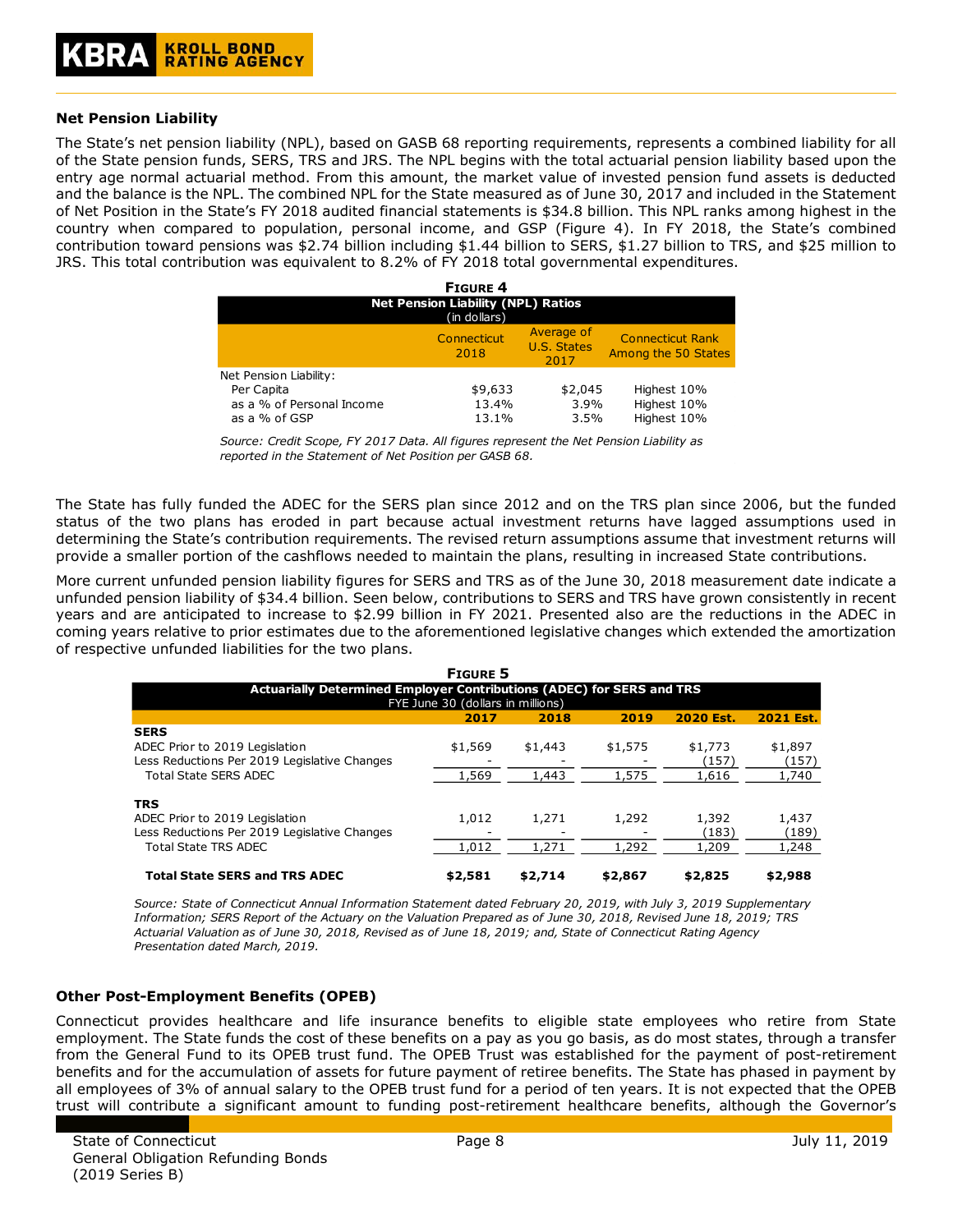### Net Pension Liability

The State's net pension liability (NPL), based on GASB 68 reporting requirements, represents a combined liability for all of the State pension funds, SERS, TRS and JRS. The NPL begins with the total actuarial pension liability based upon the entry age normal actuarial method. From this amount, the market value of invested pension fund assets is deducted and the balance is the NPL. The combined NPL for the State measured as of June 30, 2017 and included in the Statement of Net Position in the State's FY 2018 audited financial statements is $34.8 billion. This NPL ranks among highest in the country when compared to population, personal income, and GSP (Figure 4). In FY 2018, the State's combined contribution toward pensions was $2.74 billion including $1.44 billion to SERS, $1.27 billion to TRS, and $25 million to JRS. This total contribution was equivalent to 8.2% of FY 2018 total governmental expenditures.

**FIGURE 4**

**Net Pension Liability (NPL) Ratios**
(in dollars)

| | Connecticut 2018 | Average of U.S. States 2017 | Connecticut Rank Among the 50 States |
|---|---|---|---|
| Net Pension Liability: | | | |
| Per Capita | $9,633 | $2,045 | Highest 10% |
| as a % of Personal Income | 13.4% | 3.9% | Highest 10% |
| as a % of GSP | 13.1% | 3.5% | Highest 10% |

*Source: Credit Scope, FY 2017 Data. All figures represent the Net Pension Liability as reported in the Statement of Net Position per GASB 68.*

The State has fully funded the ADEC for the SERS plan since 2012 and on the TRS plan since 2006, but the funded status of the two plans has eroded in part because actual investment returns have lagged assumptions used in determining the State's contribution requirements. The revised return assumptions assume that investment returns will provide a smaller portion of the cashflows needed to maintain the plans, resulting in increased State contributions.

More current unfunded pension liability figures for SERS and TRS as of the June 30, 2018 measurement date indicate a unfunded pension liability of $34.4 billion. Seen below, contributions to SERS and TRS have grown consistently in recent years and are anticipated to increase to $2.99 billion in FY 2021. Presented also are the reductions in the ADEC in coming years relative to prior estimates due to the aforementioned legislative changes which extended the amortization of respective unfunded liabilities for the two plans.

**FIGURE 5**

**Actuarially Determined Employer Contributions (ADEC) for SERS and TRS**
FYE June 30 (dollars in millions)

| | 2017 | 2018 | 2019 | 2020 Est. | 2021 Est. |
|---|---|---|---|---|---|
| **SERS** | | | | | |
| ADEC Prior to 2019 Legislation | $1,569 | $1,443 | $1,575 | $1,773 | $1,897 |
| Less Reductions Per 2019 Legislative Changes | - | - | - | (157) | (157) |
| Total State SERS ADEC | 1,569 | 1,443 | 1,575 | 1,616 | 1,740 |
| **TRS** | | | | | |
| ADEC Prior to 2019 Legislation | 1,012 | 1,271 | 1,292 | 1,392 | 1,437 |
| Less Reductions Per 2019 Legislative Changes | - | - | - | (183) | (189) |
| Total State TRS ADEC | 1,012 | 1,271 | 1,292 | 1,209 | 1,248 |
| **Total State SERS and TRS ADEC** | **$2,581** | **$2,714** | **$2,867** | **$2,825** | **$2,988** |

*Source: State of Connecticut Annual Information Statement dated February 20, 2019, with July 3, 2019 Supplementary Information; SERS Report of the Actuary on the Valuation Prepared as of June 30, 2018, Revised June 18, 2019; TRS Actuarial Valuation as of June 30, 2018, Revised as of June 18, 2019; and, State of Connecticut Rating Agency Presentation dated March, 2019.*

### Other Post-Employment Benefits (OPEB)

Connecticut provides healthcare and life insurance benefits to eligible state employees who retire from State employment. The State funds the cost of these benefits on a pay as you go basis, as do most states, through a transfer from the General Fund to its OPEB trust fund. The OPEB Trust was established for the payment of post-retirement benefits and for the accumulation of assets for future payment of retiree benefits. The State has phased in payment by all employees of 3% of annual salary to the OPEB trust fund for a period of ten years. It is not expected that the OPEB trust will contribute a significant amount to funding post-retirement healthcare benefits, although the Governor's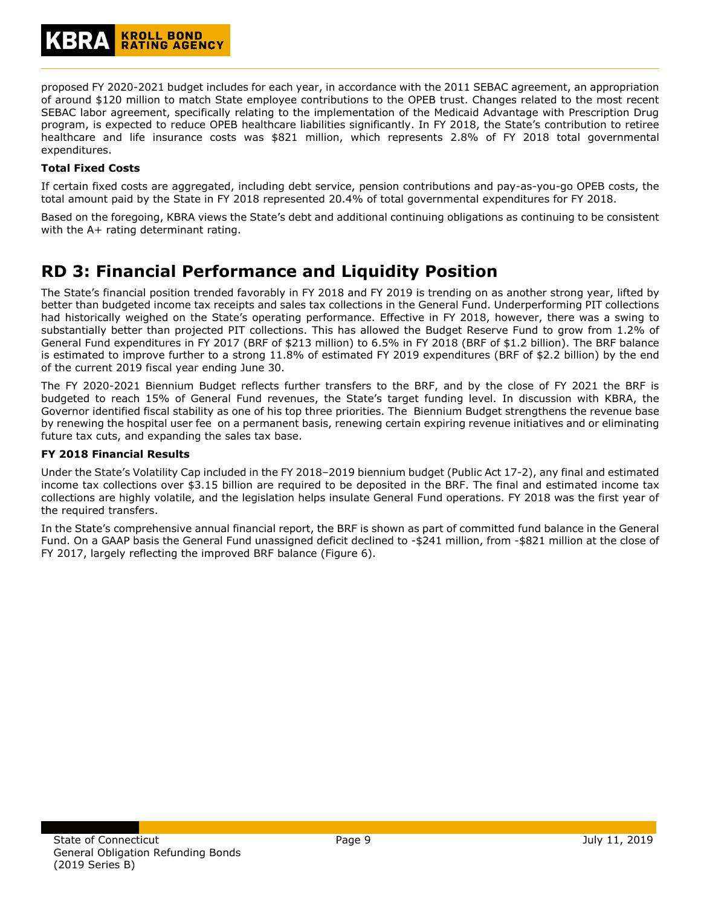proposed FY 2020-2021 budget includes for each year, in accordance with the 2011 SEBAC agreement, an appropriation of around $120 million to match State employee contributions to the OPEB trust. Changes related to the most recent SEBAC labor agreement, specifically relating to the implementation of the Medicaid Advantage with Prescription Drug program, is expected to reduce OPEB healthcare liabilities significantly. In FY 2018, the State's contribution to retiree healthcare and life insurance costs was $821 million, which represents 2.8% of FY 2018 total governmental expenditures.

**Total Fixed Costs**

If certain fixed costs are aggregated, including debt service, pension contributions and pay-as-you-go OPEB costs, the total amount paid by the State in FY 2018 represented 20.4% of total governmental expenditures for FY 2018.

Based on the foregoing, KBRA views the State's debt and additional continuing obligations as continuing to be consistent with the A+ rating determinant rating.

# RD 3: Financial Performance and Liquidity Position

The State's financial position trended favorably in FY 2018 and FY 2019 is trending on as another strong year, lifted by better than budgeted income tax receipts and sales tax collections in the General Fund. Underperforming PIT collections had historically weighed on the State's operating performance. Effective in FY 2018, however, there was a swing to substantially better than projected PIT collections. This has allowed the Budget Reserve Fund to grow from 1.2% of General Fund expenditures in FY 2017 (BRF of $213 million) to 6.5% in FY 2018 (BRF of $1.2 billion). The BRF balance is estimated to improve further to a strong 11.8% of estimated FY 2019 expenditures (BRF of $2.2 billion) by the end of the current 2019 fiscal year ending June 30.

The FY 2020-2021 Biennium Budget reflects further transfers to the BRF, and by the close of FY 2021 the BRF is budgeted to reach 15% of General Fund revenues, the State's target funding level. In discussion with KBRA, the Governor identified fiscal stability as one of his top three priorities. The Biennium Budget strengthens the revenue base by renewing the hospital user fee on a permanent basis, renewing certain expiring revenue initiatives and or eliminating future tax cuts, and expanding the sales tax base.

**FY 2018 Financial Results**

Under the State's Volatility Cap included in the FY 2018–2019 biennium budget (Public Act 17-2), any final and estimated income tax collections over $3.15 billion are required to be deposited in the BRF. The final and estimated income tax collections are highly volatile, and the legislation helps insulate General Fund operations. FY 2018 was the first year of the required transfers.

In the State's comprehensive annual financial report, the BRF is shown as part of committed fund balance in the General Fund. On a GAAP basis the General Fund unassigned deficit declined to -$241 million, from -$821 million at the close of FY 2017, largely reflecting the improved BRF balance (Figure 6).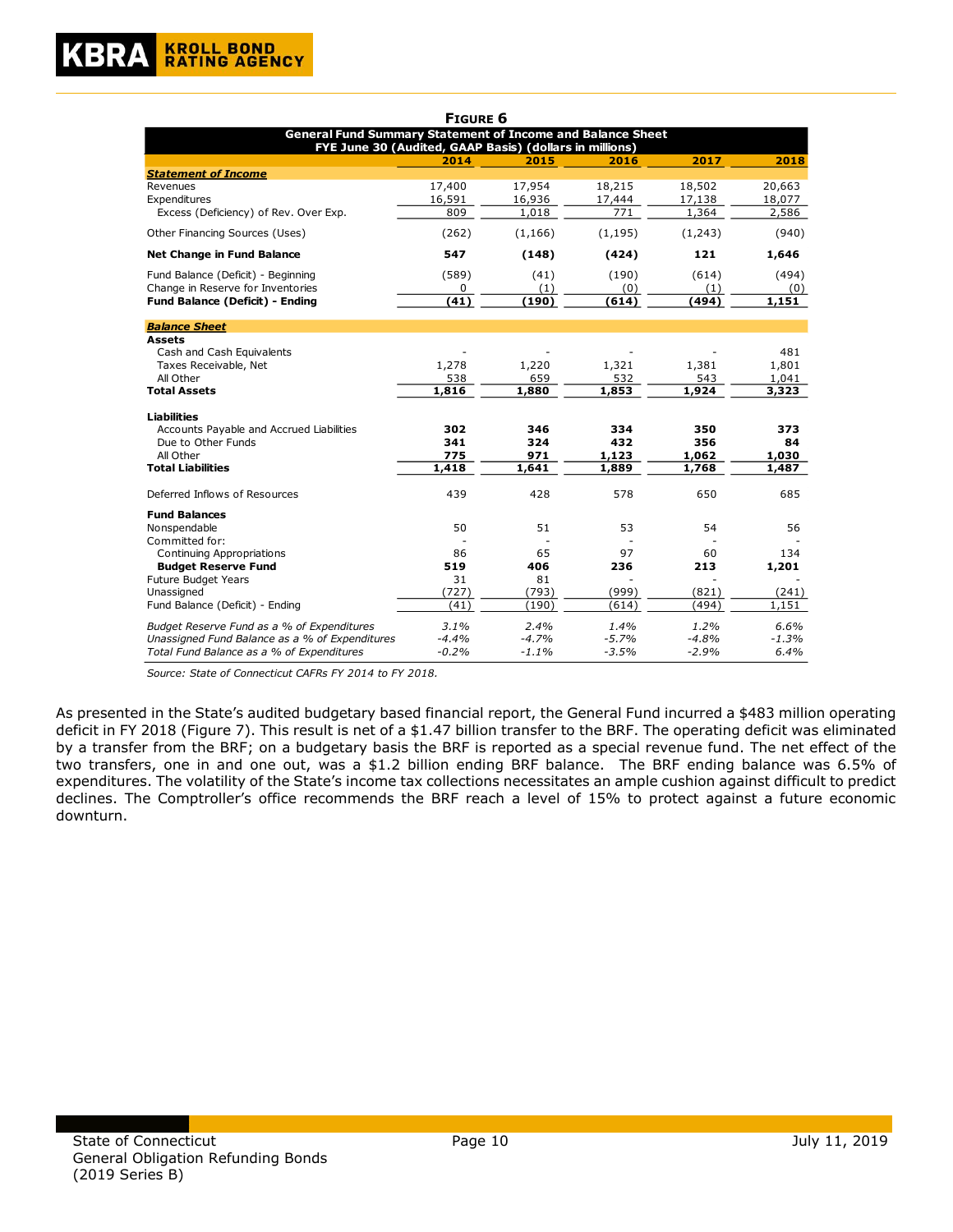**Figure 6**

| General Fund Summary Statement of Income and Balance Sheet FYE June 30 (Audited, GAAP Basis) (dollars in millions) | 2014 | 2015 | 2016 | 2017 | 2018 |
|---|---|---|---|---|---|
| ***Statement of Income*** | | | | | |
| Revenues | 17,400 | 17,954 | 18,215 | 18,502 | 20,663 |
| Expenditures | 16,591 | 16,936 | 17,444 | 17,138 | 18,077 |
| Excess (Deficiency) of Rev. Over Exp. | 809 | 1,018 | 771 | 1,364 | 2,586 |
| Other Financing Sources (Uses) | (262) | (1,166) | (1,195) | (1,243) | (940) |
| **Net Change in Fund Balance** | **547** | **(148)** | **(424)** | **121** | **1,646** |
| Fund Balance (Deficit) - Beginning | (589) | (41) | (190) | (614) | (494) |
| Change in Reserve for Inventories | 0 | (1) | (0) | (1) | (0) |
| **Fund Balance (Deficit) - Ending** | **(41)** | **(190)** | **(614)** | **(494)** | **1,151** |
| ***Balance Sheet*** | | | | | |
| **Assets** | | | | | |
| Cash and Cash Equivalents | - | - | - | - | 481 |
| Taxes Receivable, Net | 1,278 | 1,220 | 1,321 | 1,381 | 1,801 |
| All Other | 538 | 659 | 532 | 543 | 1,041 |
| **Total Assets** | **1,816** | **1,880** | **1,853** | **1,924** | **3,323** |
| **Liabilities** | | | | | |
| Accounts Payable and Accrued Liabilities | **302** | **346** | **334** | **350** | **373** |
| Due to Other Funds | **341** | **324** | **432** | **356** | **84** |
| All Other | **775** | **971** | **1,123** | **1,062** | **1,030** |
| **Total Liabilities** | **1,418** | **1,641** | **1,889** | **1,768** | **1,487** |
| Deferred Inflows of Resources | 439 | 428 | 578 | 650 | 685 |
| **Fund Balances** | | | | | |
| Nonspendable | 50 | 51 | 53 | 54 | 56 |
| Committed for: | - | - | - | - | - |
| Continuing Appropriations | 86 | 65 | 97 | 60 | 134 |
| **Budget Reserve Fund** | **519** | **406** | **236** | **213** | **1,201** |
| Future Budget Years | 31 | 81 | - | - | - |
| Unassigned | (727) | (793) | (999) | (821) | (241) |
| Fund Balance (Deficit) - Ending | (41) | (190) | (614) | (494) | 1,151 |
| *Budget Reserve Fund as a % of Expenditures* | *3.1%* | *2.4%* | *1.4%* | *1.2%* | *6.6%* |
| *Unassigned Fund Balance as a % of Expenditures* | *-4.4%* | *-4.7%* | *-5.7%* | *-4.8%* | *-1.3%* |
| *Total Fund Balance as a % of Expenditures* | *-0.2%* | *-1.1%* | *-3.5%* | *-2.9%* | *6.4%* |

*Source: State of Connecticut CAFRs FY 2014 to FY 2018.*

As presented in the State's audited budgetary based financial report, the General Fund incurred a $483 million operating deficit in FY 2018 (Figure 7). This result is net of a $1.47 billion transfer to the BRF. The operating deficit was eliminated by a transfer from the BRF; on a budgetary basis the BRF is reported as a special revenue fund. The net effect of the two transfers, one in and one out, was a $1.2 billion ending BRF balance. The BRF ending balance was 6.5% of expenditures. The volatility of the State's income tax collections necessitates an ample cushion against difficult to predict declines. The Comptroller's office recommends the BRF reach a level of 15% to protect against a future economic downturn.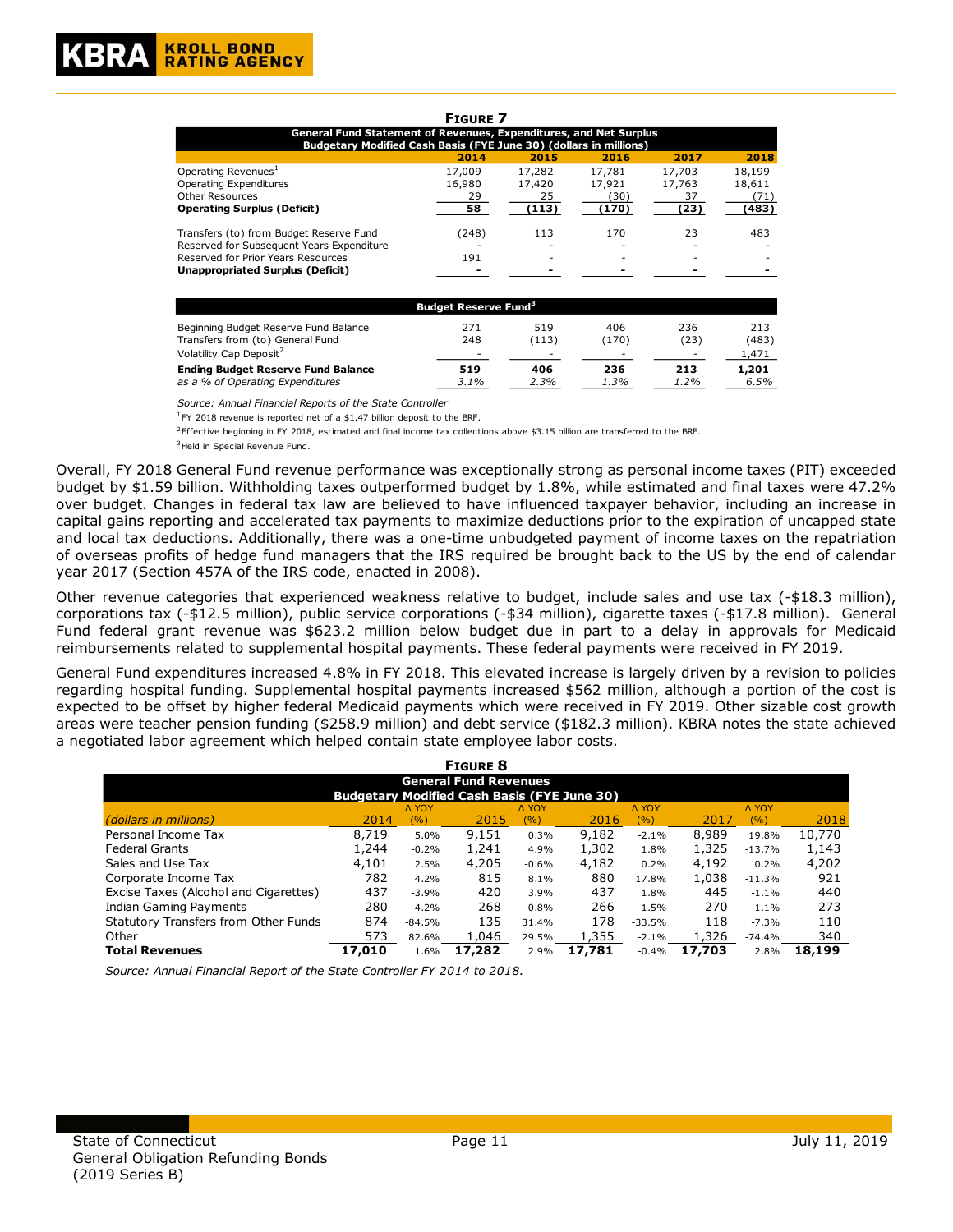**FIGURE 7**

| General Fund Statement of Revenues, Expenditures, and Net Surplus Budgetary Modified Cash Basis (FYE June 30) (dollars in millions) | 2014 | 2015 | 2016 | 2017 | 2018 |
|---|---|---|---|---|---|
| Operating Revenues[1] | 17,009 | 17,282 | 17,781 | 17,703 | 18,199 |
| Operating Expenditures | 16,980 | 17,420 | 17,921 | 17,763 | 18,611 |
| Other Resources | 29 | 25 | (30) | 37 | (71) |
| **Operating Surplus (Deficit)** | **58** | **(113)** | **(170)** | **(23)** | **(483)** |
| | | | | | |
| Transfers (to) from Budget Reserve Fund | (248) | 113 | 170 | 23 | 483 |
| Reserved for Subsequent Years Expenditure | - | - | - | - | - |
| Reserved for Prior Years Resources | 191 | - | - | - | - |
| **Unappropriated Surplus (Deficit)** | **-** | **-** | **-** | **-** | **-** |
| | | | | | |
| **Budget Reserve Fund[3]** | | | | | |
| Beginning Budget Reserve Fund Balance | 271 | 519 | 406 | 236 | 213 |
| Transfers from (to) General Fund | 248 | (113) | (170) | (23) | (483) |
| Volatility Cap Deposit[2] | - | - | - | - | 1,471 |
| **Ending Budget Reserve Fund Balance** | **519** | **406** | **236** | **213** | **1,201** |
| *as a % of Operating Expenditures* | *3.1%* | *2.3%* | *1.3%* | *1.2%* | *6.5%* |

*Source: Annual Financial Reports of the State Controller*

[1]FY 2018 revenue is reported net of a $1.47 billion deposit to the BRF.

[2]Effective beginning in FY 2018, estimated and final income tax collections above $3.15 billion are transferred to the BRF.

[3]Held in Special Revenue Fund.

Overall, FY 2018 General Fund revenue performance was exceptionally strong as personal income taxes (PIT) exceeded budget by $1.59 billion. Withholding taxes outperformed budget by 1.8%, while estimated and final taxes were 47.2% over budget. Changes in federal tax law are believed to have influenced taxpayer behavior, including an increase in capital gains reporting and accelerated tax payments to maximize deductions prior to the expiration of uncapped state and local tax deductions. Additionally, there was a one-time unbudgeted payment of income taxes on the repatriation of overseas profits of hedge fund managers that the IRS required be brought back to the US by the end of calendar year 2017 (Section 457A of the IRS code, enacted in 2008).

Other revenue categories that experienced weakness relative to budget, include sales and use tax (-$18.3 million), corporations tax (-$12.5 million), public service corporations (-$34 million), cigarette taxes (-$17.8 million). General Fund federal grant revenue was $623.2 million below budget due in part to a delay in approvals for Medicaid reimbursements related to supplemental hospital payments. These federal payments were received in FY 2019.

General Fund expenditures increased 4.8% in FY 2018. This elevated increase is largely driven by a revision to policies regarding hospital funding. Supplemental hospital payments increased $562 million, although a portion of the cost is expected to be offset by higher federal Medicaid payments which were received in FY 2019. Other sizable cost growth areas were teacher pension funding ($258.9 million) and debt service ($182.3 million). KBRA notes the state achieved a negotiated labor agreement which helped contain state employee labor costs.

**FIGURE 8**

**General Fund Revenues**
**Budgetary Modified Cash Basis (FYE June 30)**

| *(dollars in millions)* | 2014 | Δ YOY (%) | 2015 | Δ YOY (%) | 2016 | Δ YOY (%) | 2017 | Δ YOY (%) | 2018 |
|---|---|---|---|---|---|---|---|---|---|
| Personal Income Tax | 8,719 | 5.0% | 9,151 | 0.3% | 9,182 | -2.1% | 8,989 | 19.8% | 10,770 |
| Federal Grants | 1,244 | -0.2% | 1,241 | 4.9% | 1,302 | 1.8% | 1,325 | -13.7% | 1,143 |
| Sales and Use Tax | 4,101 | 2.5% | 4,205 | -0.6% | 4,182 | 0.2% | 4,192 | 0.2% | 4,202 |
| Corporate Income Tax | 782 | 4.2% | 815 | 8.1% | 880 | 17.8% | 1,038 | -11.3% | 921 |
| Excise Taxes (Alcohol and Cigarettes) | 437 | -3.9% | 420 | 3.9% | 437 | 1.8% | 445 | -1.1% | 440 |
| Indian Gaming Payments | 280 | -4.2% | 268 | -0.8% | 266 | 1.5% | 270 | 1.1% | 273 |
| Statutory Transfers from Other Funds | 874 | -84.5% | 135 | 31.4% | 178 | -33.5% | 118 | -7.3% | 110 |
| Other | 573 | 82.6% | 1,046 | 29.5% | 1,355 | -2.1% | 1,326 | -74.4% | 340 |
| **Total Revenues** | **17,010** | 1.6% | **17,282** | 2.9% | **17,781** | -0.4% | **17,703** | 2.8% | **18,199** |

*Source: Annual Financial Report of the State Controller FY 2014 to 2018.*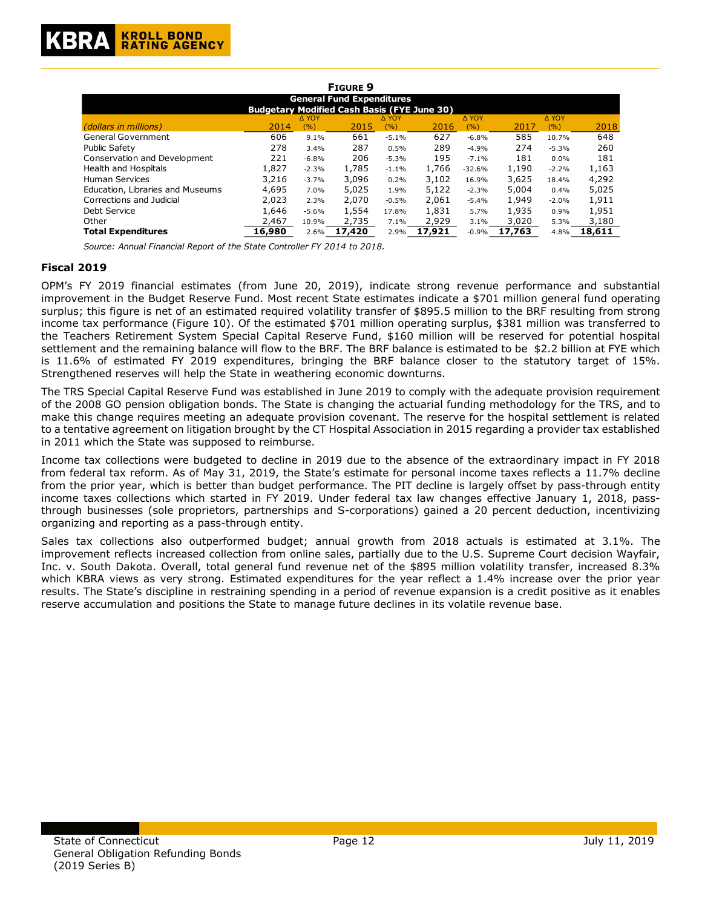**Figure 9**

| General Fund Expenditures<br>Budgetary Modified Cash Basis (FYE June 30)<br>*(dollars in millions)* | 2014 | Δ YOY (%) | 2015 | Δ YOY (%) | 2016 | Δ YOY (%) | 2017 | Δ YOY (%) | 2018 |
|---|---|---|---|---|---|---|---|---|---|
| General Government | 606 | 9.1% | 661 | -5.1% | 627 | -6.8% | 585 | 10.7% | 648 |
| Public Safety | 278 | 3.4% | 287 | 0.5% | 289 | -4.9% | 274 | -5.3% | 260 |
| Conservation and Development | 221 | -6.8% | 206 | -5.3% | 195 | -7.1% | 181 | 0.0% | 181 |
| Health and Hospitals | 1,827 | -2.3% | 1,785 | -1.1% | 1,766 | -32.6% | 1,190 | -2.2% | 1,163 |
| Human Services | 3,216 | -3.7% | 3,096 | 0.2% | 3,102 | 16.9% | 3,625 | 18.4% | 4,292 |
| Education, Libraries and Museums | 4,695 | 7.0% | 5,025 | 1.9% | 5,122 | -2.3% | 5,004 | 0.4% | 5,025 |
| Corrections and Judicial | 2,023 | 2.3% | 2,070 | -0.5% | 2,061 | -5.4% | 1,949 | -2.0% | 1,911 |
| Debt Service | 1,646 | -5.6% | 1,554 | 17.8% | 1,831 | 5.7% | 1,935 | 0.9% | 1,951 |
| Other | 2,467 | 10.9% | 2,735 | 7.1% | 2,929 | 3.1% | 3,020 | 5.3% | 3,180 |
| **Total Expenditures** | **16,980** | 2.6% | **17,420** | 2.9% | **17,921** | -0.9% | **17,763** | 4.8% | **18,611** |

*Source: Annual Financial Report of the State Controller FY 2014 to 2018.*

### Fiscal 2019

OPM's FY 2019 financial estimates (from June 20, 2019), indicate strong revenue performance and substantial improvement in the Budget Reserve Fund. Most recent State estimates indicate a $701 million general fund operating surplus; this figure is net of an estimated required volatility transfer of $895.5 million to the BRF resulting from strong income tax performance (Figure 10). Of the estimated $701 million operating surplus, $381 million was transferred to the Teachers Retirement System Special Capital Reserve Fund, $160 million will be reserved for potential hospital settlement and the remaining balance will flow to the BRF. The BRF balance is estimated to be $2.2 billion at FYE which is 11.6% of estimated FY 2019 expenditures, bringing the BRF balance closer to the statutory target of 15%. Strengthened reserves will help the State in weathering economic downturns.

The TRS Special Capital Reserve Fund was established in June 2019 to comply with the adequate provision requirement of the 2008 GO pension obligation bonds. The State is changing the actuarial funding methodology for the TRS, and to make this change requires meeting an adequate provision covenant. The reserve for the hospital settlement is related to a tentative agreement on litigation brought by the CT Hospital Association in 2015 regarding a provider tax established in 2011 which the State was supposed to reimburse.

Income tax collections were budgeted to decline in 2019 due to the absence of the extraordinary impact in FY 2018 from federal tax reform. As of May 31, 2019, the State's estimate for personal income taxes reflects a 11.7% decline from the prior year, which is better than budget performance. The PIT decline is largely offset by pass-through entity income taxes collections which started in FY 2019. Under federal tax law changes effective January 1, 2018, pass-through businesses (sole proprietors, partnerships and S-corporations) gained a 20 percent deduction, incentivizing organizing and reporting as a pass-through entity.

Sales tax collections also outperformed budget; annual growth from 2018 actuals is estimated at 3.1%. The improvement reflects increased collection from online sales, partially due to the U.S. Supreme Court decision Wayfair, Inc. v. South Dakota. Overall, total general fund revenue net of the $895 million volatility transfer, increased 8.3% which KBRA views as very strong. Estimated expenditures for the year reflect a 1.4% increase over the prior year results. The State's discipline in restraining spending in a period of revenue expansion is a credit positive as it enables reserve accumulation and positions the State to manage future declines in its volatile revenue base.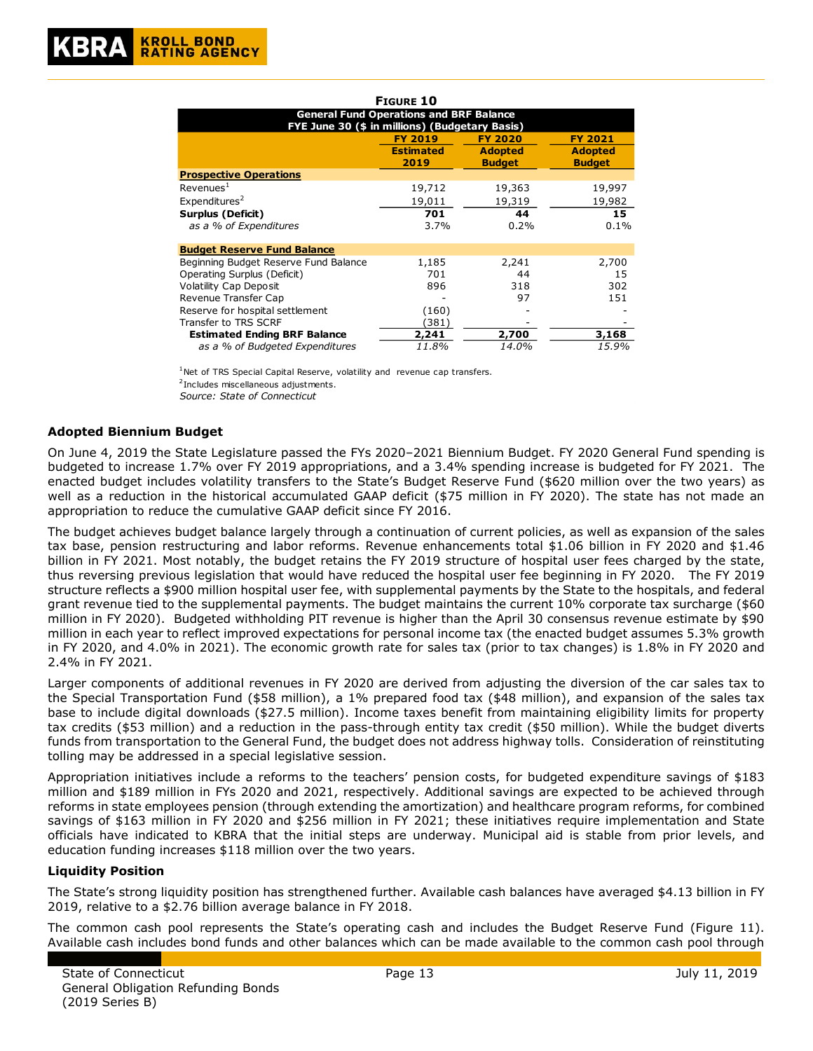**FIGURE 10**

| General Fund Operations and BRF Balance FYE June 30 ($ in millions) (Budgetary Basis) | FY 2019 Estimated 2019 | FY 2020 Adopted Budget | FY 2021 Adopted Budget |
|---|---|---|---|
| **Prospective Operations** | | | |
| Revenues[1] | 19,712 | 19,363 | 19,997 |
| Expenditures[2] | 19,011 | 19,319 | 19,982 |
| **Surplus (Deficit)** | **701** | **44** | **15** |
| *as a % of Expenditures* | 3.7% | 0.2% | 0.1% |
| **Budget Reserve Fund Balance** | | | |
| Beginning Budget Reserve Fund Balance | 1,185 | 2,241 | 2,700 |
| Operating Surplus (Deficit) | 701 | 44 | 15 |
| Volatility Cap Deposit | 896 | 318 | 302 |
| Revenue Transfer Cap | - | 97 | 151 |
| Reserve for hospital settlement | (160) | - | - |
| Transfer to TRS SCRF | (381) | - | - |
| **Estimated Ending BRF Balance** | **2,241** | **2,700** | **3,168** |
| *as a % of Budgeted Expenditures* | *11.8%* | *14.0%* | *15.9%* |

[1]Net of TRS Special Capital Reserve, volatility and revenue cap transfers.
[2]Includes miscellaneous adjustments.
*Source: State of Connecticut*

### Adopted Biennium Budget

On June 4, 2019 the State Legislature passed the FYs 2020–2021 Biennium Budget. FY 2020 General Fund spending is budgeted to increase 1.7% over FY 2019 appropriations, and a 3.4% spending increase is budgeted for FY 2021. The enacted budget includes volatility transfers to the State's Budget Reserve Fund ($620 million over the two years) as well as a reduction in the historical accumulated GAAP deficit ($75 million in FY 2020). The state has not made an appropriation to reduce the cumulative GAAP deficit since FY 2016.

The budget achieves budget balance largely through a continuation of current policies, as well as expansion of the sales tax base, pension restructuring and labor reforms. Revenue enhancements total $1.06 billion in FY 2020 and $1.46 billion in FY 2021. Most notably, the budget retains the FY 2019 structure of hospital user fees charged by the state, thus reversing previous legislation that would have reduced the hospital user fee beginning in FY 2020. The FY 2019 structure reflects a $900 million hospital user fee, with supplemental payments by the State to the hospitals, and federal grant revenue tied to the supplemental payments. The budget maintains the current 10% corporate tax surcharge ($60 million in FY 2020). Budgeted withholding PIT revenue is higher than the April 30 consensus revenue estimate by $90 million in each year to reflect improved expectations for personal income tax (the enacted budget assumes 5.3% growth in FY 2020, and 4.0% in 2021). The economic growth rate for sales tax (prior to tax changes) is 1.8% in FY 2020 and 2.4% in FY 2021.

Larger components of additional revenues in FY 2020 are derived from adjusting the diversion of the car sales tax to the Special Transportation Fund ($58 million), a 1% prepared food tax ($48 million), and expansion of the sales tax base to include digital downloads ($27.5 million). Income taxes benefit from maintaining eligibility limits for property tax credits ($53 million) and a reduction in the pass-through entity tax credit ($50 million). While the budget diverts funds from transportation to the General Fund, the budget does not address highway tolls. Consideration of reinstituting tolling may be addressed in a special legislative session.

Appropriation initiatives include a reforms to the teachers' pension costs, for budgeted expenditure savings of $183 million and $189 million in FYs 2020 and 2021, respectively. Additional savings are expected to be achieved through reforms in state employees pension (through extending the amortization) and healthcare program reforms, for combined savings of $163 million in FY 2020 and $256 million in FY 2021; these initiatives require implementation and State officials have indicated to KBRA that the initial steps are underway. Municipal aid is stable from prior levels, and education funding increases $118 million over the two years.

### Liquidity Position

The State's strong liquidity position has strengthened further. Available cash balances have averaged $4.13 billion in FY 2019, relative to a $2.76 billion average balance in FY 2018.

The common cash pool represents the State's operating cash and includes the Budget Reserve Fund (Figure 11). Available cash includes bond funds and other balances which can be made available to the common cash pool through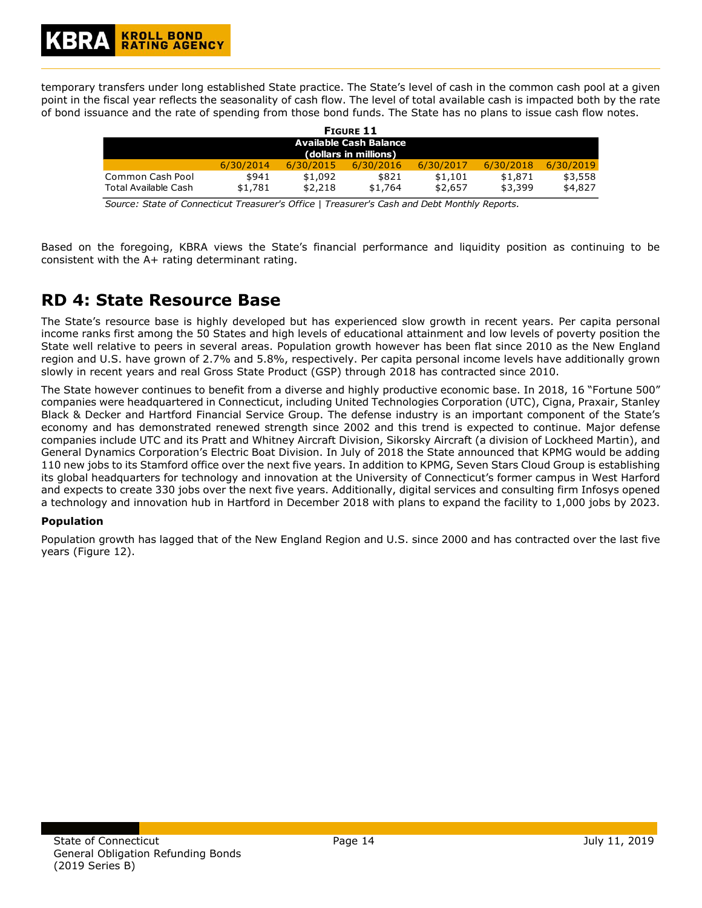temporary transfers under long established State practice. The State's level of cash in the common cash pool at a given point in the fiscal year reflects the seasonality of cash flow. The level of total available cash is impacted both by the rate of bond issuance and the rate of spending from those bond funds. The State has no plans to issue cash flow notes.

**Figure 11**

**Available Cash Balance (dollars in millions)**

| | 6/30/2014 | 6/30/2015 | 6/30/2016 | 6/30/2017 | 6/30/2018 | 6/30/2019 |
|---|---|---|---|---|---|---|
| Common Cash Pool | $941 | $1,092 | $821 | $1,101 | $1,871 | $3,558 |
| Total Available Cash | $1,781 | $2,218 | $1,764 | $2,657 | $3,399 | $4,827 |

*Source: State of Connecticut Treasurer's Office | Treasurer's Cash and Debt Monthly Reports.*

Based on the foregoing, KBRA views the State's financial performance and liquidity position as continuing to be consistent with the A+ rating determinant rating.

## RD 4: State Resource Base

The State's resource base is highly developed but has experienced slow growth in recent years. Per capita personal income ranks first among the 50 States and high levels of educational attainment and low levels of poverty position the State well relative to peers in several areas. Population growth however has been flat since 2010 as the New England region and U.S. have grown of 2.7% and 5.8%, respectively. Per capita personal income levels have additionally grown slowly in recent years and real Gross State Product (GSP) through 2018 has contracted since 2010.

The State however continues to benefit from a diverse and highly productive economic base. In 2018, 16 "Fortune 500" companies were headquartered in Connecticut, including United Technologies Corporation (UTC), Cigna, Praxair, Stanley Black & Decker and Hartford Financial Service Group. The defense industry is an important component of the State's economy and has demonstrated renewed strength since 2002 and this trend is expected to continue. Major defense companies include UTC and its Pratt and Whitney Aircraft Division, Sikorsky Aircraft (a division of Lockheed Martin), and General Dynamics Corporation's Electric Boat Division. In July of 2018 the State announced that KPMG would be adding 110 new jobs to its Stamford office over the next five years. In addition to KPMG, Seven Stars Cloud Group is establishing its global headquarters for technology and innovation at the University of Connecticut's former campus in West Harford and expects to create 330 jobs over the next five years. Additionally, digital services and consulting firm Infosys opened a technology and innovation hub in Hartford in December 2018 with plans to expand the facility to 1,000 jobs by 2023.

### Population

Population growth has lagged that of the New England Region and U.S. since 2000 and has contracted over the last five years (Figure 12).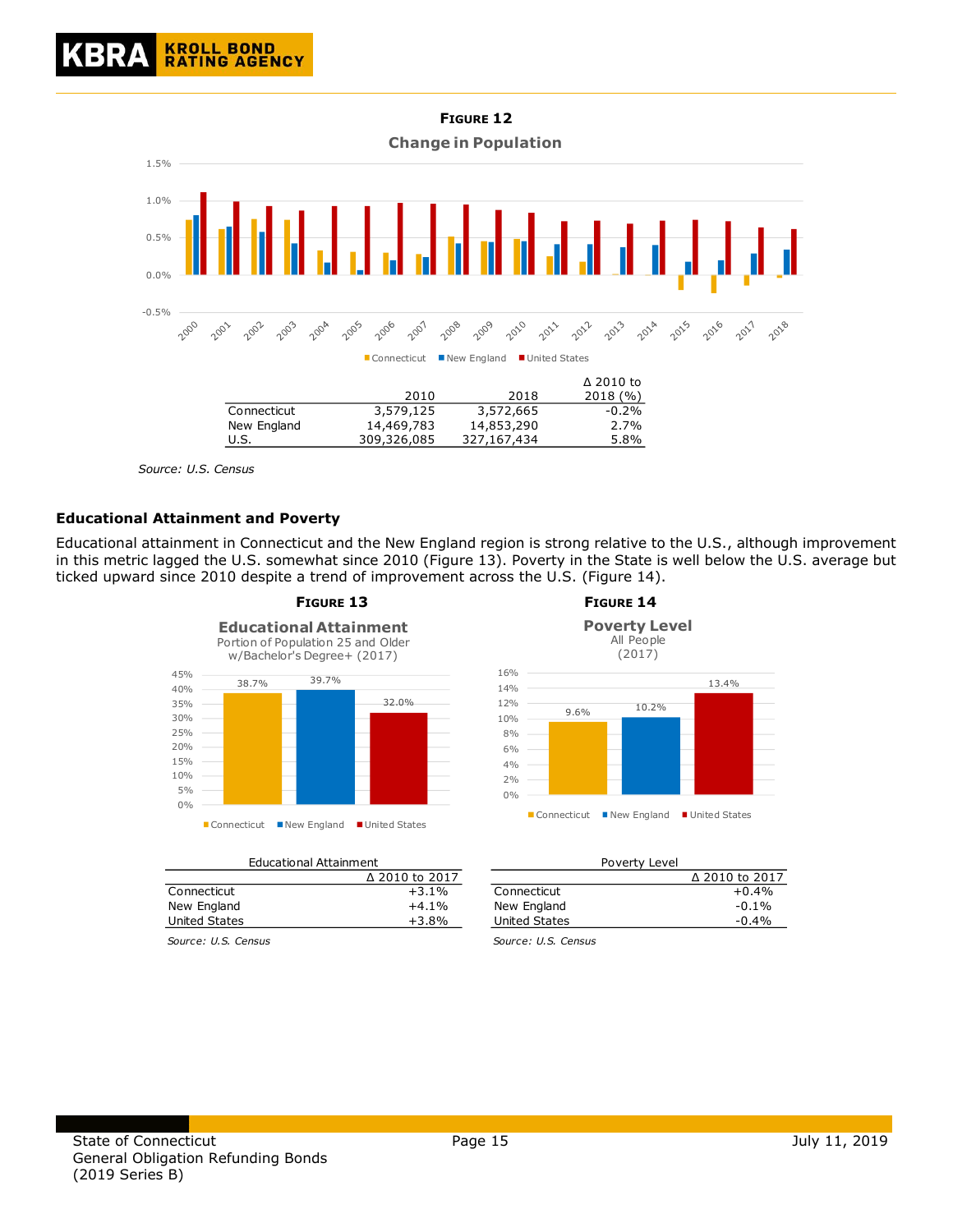**FIGURE 12**

**Change in Population**

|  | 2010 | 2018 | Δ 2010 to 2018 (%) |
|---|---|---|---|
| Connecticut | 3,579,125 | 3,572,665 | -0.2% |
| New England | 14,469,783 | 14,853,290 | 2.7% |
| U.S. | 309,326,085 | 327,167,434 | 5.8% |

*Source: U.S. Census*

### Educational Attainment and Poverty

Educational attainment in Connecticut and the New England region is strong relative to the U.S., although improvement in this metric lagged the U.S. somewhat since 2010 (Figure 13). Poverty in the State is well below the U.S. average but ticked upward since 2010 despite a trend of improvement across the U.S. (Figure 14).

**FIGURE 13**

**Educational Attainment**
Portion of Population 25 and Older w/Bachelor's Degree+ (2017)

| Region | Bachelor's Degree+ (2017) |
|---|---|
| Connecticut | 38.7% |
| New England | 39.7% |
| United States | 32.0% |

Educational Attainment

|  | Δ 2010 to 2017 |
|---|---|
| Connecticut | +3.1% |
| New England | +4.1% |
| United States | +3.8% |

*Source: U.S. Census*

**FIGURE 14**

**Poverty Level**
All People (2017)

| Region | Poverty Level (2017) |
|---|---|
| Connecticut | 9.6% |
| New England | 10.2% |
| United States | 13.4% |

Poverty Level

|  | Δ 2010 to 2017 |
|---|---|
| Connecticut | +0.4% |
| New England | -0.1% |
| United States | -0.4% |

*Source: U.S. Census*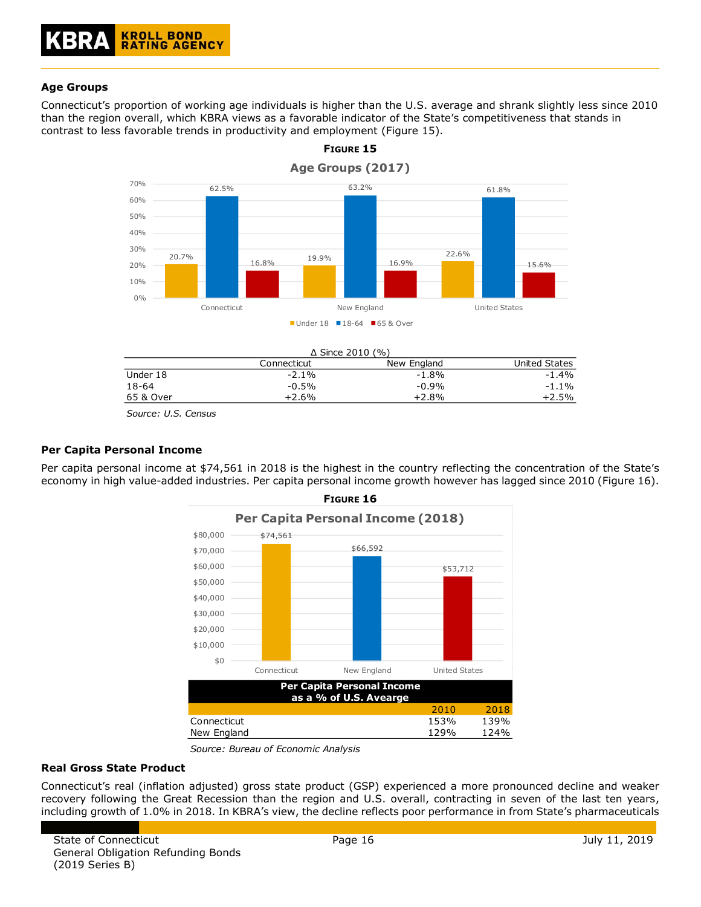### Age Groups

Connecticut's proportion of working age individuals is higher than the U.S. average and shrank slightly less since 2010 than the region overall, which KBRA views as a favorable indicator of the State's competitiveness that stands in contrast to less favorable trends in productivity and employment (Figure 15).

**FIGURE 15**

**Age Groups (2017)**

| | Under 18 | 18-64 | 65 & Over |
|---|---|---|---|
| Connecticut | 20.7% | 62.5% | 16.8% |
| New England | 19.9% | 63.2% | 16.9% |
| United States | 22.6% | 61.8% | 15.6% |

Δ Since 2010 (%)

| | Connecticut | New England | United States |
|---|---|---|---|
| Under 18 | -2.1% | -1.8% | -1.4% |
| 18-64 | -0.5% | -0.9% | -1.1% |
| 65 & Over | +2.6% | +2.8% | +2.5% |

*Source: U.S. Census*

### Per Capita Personal Income

Per capita personal income at $74,561 in 2018 is the highest in the country reflecting the concentration of the State's economy in high value-added industries. Per capita personal income growth however has lagged since 2010 (Figure 16).

**FIGURE 16**

**Per Capita Personal Income (2018)**

| | Per Capita Personal Income |
|---|---|
| Connecticut | $74,561 |
| New England | $66,592 |
| United States | $53,712 |

**Per Capita Personal Income as a % of U.S. Avearge**

| | 2010 | 2018 |
|---|---|---|
| Connecticut | 153% | 139% |
| New England | 129% | 124% |

*Source: Bureau of Economic Analysis*

### Real Gross State Product

Connecticut's real (inflation adjusted) gross state product (GSP) experienced a more pronounced decline and weaker recovery following the Great Recession than the region and U.S. overall, contracting in seven of the last ten years, including growth of 1.0% in 2018. In KBRA's view, the decline reflects poor performance in from State's pharmaceuticals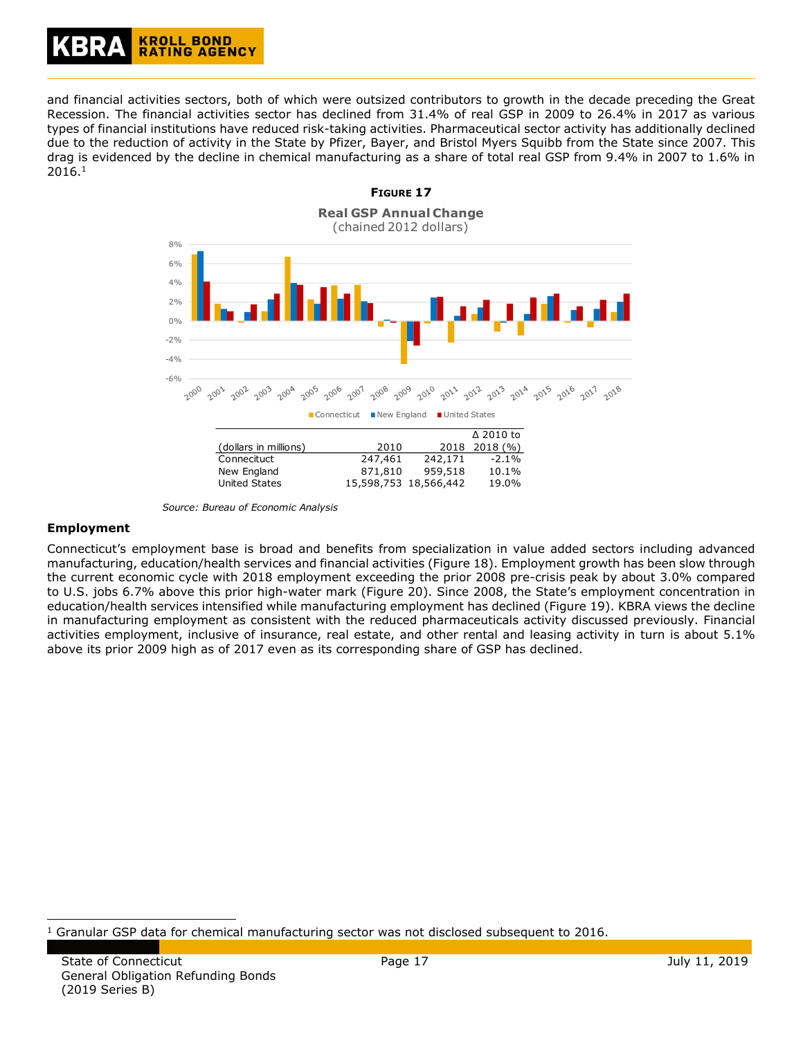and financial activities sectors, both of which were outsized contributors to growth in the decade preceding the Great Recession. The financial activities sector has declined from 31.4% of real GSP in 2009 to 26.4% in 2017 as various types of financial institutions have reduced risk-taking activities. Pharmaceutical sector activity has additionally declined due to the reduction of activity in the State by Pfizer, Bayer, and Bristol Myers Squibb from the State since 2007. This drag is evidenced by the decline in chemical manufacturing as a share of total real GSP from 9.4% in 2007 to 1.6% in 2016.[1]

**FIGURE 17**

**Real GSP Annual Change**
(chained 2012 dollars)

| (dollars in millions) | 2010 | 2018 | Δ 2010 to 2018 (%) |
|---|---|---|---|
| Connecituct | 247,461 | 242,171 | -2.1% |
| New England | 871,810 | 959,518 | 10.1% |
| United States | 15,598,753 | 18,566,442 | 19.0% |

*Source: Bureau of Economic Analysis*

**Employment**

Connecticut's employment base is broad and benefits from specialization in value added sectors including advanced manufacturing, education/health services and financial activities (Figure 18). Employment growth has been slow through the current economic cycle with 2018 employment exceeding the prior 2008 pre-crisis peak by about 3.0% compared to U.S. jobs 6.7% above this prior high-water mark (Figure 20). Since 2008, the State's employment concentration in education/health services intensified while manufacturing employment has declined (Figure 19). KBRA views the decline in manufacturing employment as consistent with the reduced pharmaceuticals activity discussed previously. Financial activities employment, inclusive of insurance, real estate, and other rental and leasing activity in turn is about 5.1% above its prior 2009 high as of 2017 even as its corresponding share of GSP has declined.

[1] Granular GSP data for chemical manufacturing sector was not disclosed subsequent to 2016.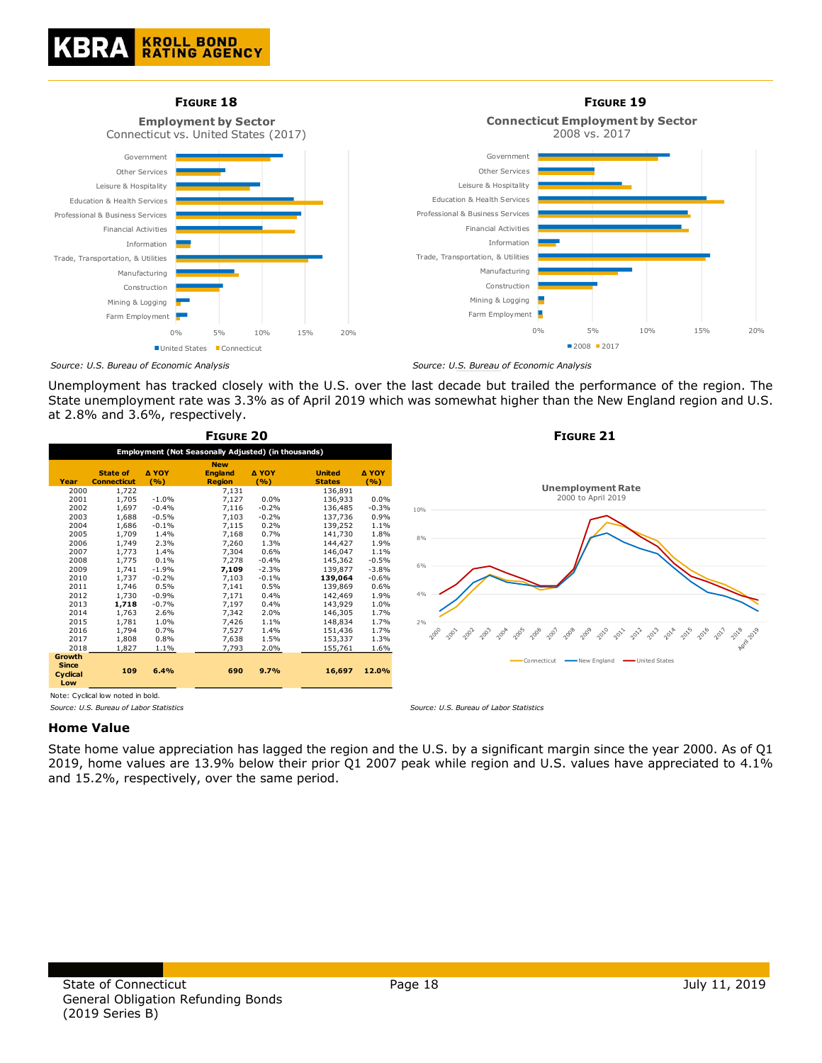**Figure 18**

**Employment by Sector**
Connecticut vs. United States (2017)

*Source: U.S. Bureau of Economic Analysis*

**Figure 19**

**Connecticut Employment by Sector**
2008 vs. 2017

*Source: U.S. Bureau of Economic Analysis*

Unemployment has tracked closely with the U.S. over the last decade but trailed the performance of the region. The State unemployment rate was 3.3% as of April 2019 which was somewhat higher than the New England region and U.S. at 2.8% and 3.6%, respectively.

**Figure 20**

**Employment (Not Seasonally Adjusted) (in thousands)**

| Year | State of Connecticut | Δ YOY (%) | New England Region | Δ YOY (%) | United States | Δ YOY (%) |
|---|---|---|---|---|---|---|
| 2000 | 1,722 | | 7,131 | | 136,891 | |
| 2001 | 1,705 | -1.0% | 7,127 | 0.0% | 136,933 | 0.0% |
| 2002 | 1,697 | -0.4% | 7,116 | -0.2% | 136,485 | -0.3% |
| 2003 | 1,688 | -0.5% | 7,103 | -0.2% | 137,736 | 0.9% |
| 2004 | 1,686 | -0.1% | 7,115 | 0.2% | 139,252 | 1.1% |
| 2005 | 1,709 | 1.4% | 7,168 | 0.7% | 141,730 | 1.8% |
| 2006 | 1,749 | 2.3% | 7,260 | 1.3% | 144,427 | 1.9% |
| 2007 | 1,773 | 1.4% | 7,304 | 0.6% | 146,047 | 1.1% |
| 2008 | 1,775 | 0.1% | 7,278 | -0.4% | 145,362 | -0.5% |
| 2009 | 1,741 | -1.9% | **7,109** | -2.3% | 139,877 | -3.8% |
| 2010 | 1,737 | -0.2% | 7,103 | -0.1% | **139,064** | -0.6% |
| 2011 | 1,746 | 0.5% | 7,141 | 0.5% | 139,869 | 0.6% |
| 2012 | 1,730 | -0.9% | 7,171 | 0.4% | 142,469 | 1.9% |
| 2013 | **1,718** | -0.7% | 7,197 | 0.4% | 143,929 | 1.0% |
| 2014 | 1,763 | 2.6% | 7,342 | 2.0% | 146,305 | 1.7% |
| 2015 | 1,781 | 1.0% | 7,426 | 1.1% | 148,834 | 1.7% |
| 2016 | 1,794 | 0.7% | 7,527 | 1.4% | 151,436 | 1.7% |
| 2017 | 1,808 | 0.8% | 7,638 | 1.5% | 153,337 | 1.3% |
| 2018 | 1,827 | 1.1% | 7,793 | 2.0% | 155,761 | 1.6% |
| **Growth Since Cyclical Low** | **109** | **6.4%** | **690** | **9.7%** | **16,697** | **12.0%** |

Note: Cyclical low noted in bold.

*Source: U.S. Bureau of Labor Statistics*

**Figure 21**

**Unemployment Rate**
2000 to April 2019

*Source: U.S. Bureau of Labor Statistics*

## Home Value

State home value appreciation has lagged the region and the U.S. by a significant margin since the year 2000. As of Q1 2019, home values are 13.9% below their prior Q1 2007 peak while region and U.S. values have appreciated to 4.1% and 15.2%, respectively, over the same period.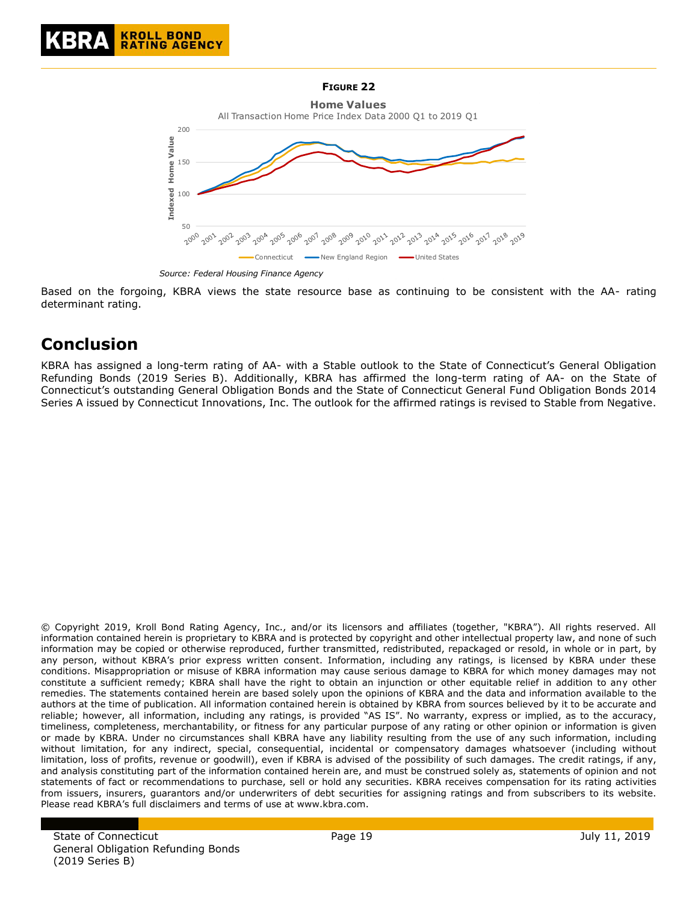**Figure 22**

Home Values

All Transaction Home Price Index Data 2000 Q1 to 2019 Q1

Indexed Home Value

200
150
100
50

2000 2001 2002 2003 2004 2005 2006 2007 2008 2009 2010 2011 2012 2013 2014 2015 2016 2017 2018 2019

Connecticut
New England Region
United States

*Source: Federal Housing Finance Agency*

Based on the forgoing, KBRA views the state resource base as continuing to be consistent with the AA- rating determinant rating.

## Conclusion

KBRA has assigned a long-term rating of AA- with a Stable outlook to the State of Connecticut's General Obligation Refunding Bonds (2019 Series B). Additionally, KBRA has affirmed the long-term rating of AA- on the State of Connecticut's outstanding General Obligation Bonds and the State of Connecticut General Fund Obligation Bonds 2014 Series A issued by Connecticut Innovations, Inc. The outlook for the affirmed ratings is revised to Stable from Negative.

© Copyright 2019, Kroll Bond Rating Agency, Inc., and/or its licensors and affiliates (together, "KBRA"). All rights reserved. All information contained herein is proprietary to KBRA and is protected by copyright and other intellectual property law, and none of such information may be copied or otherwise reproduced, further transmitted, redistributed, repackaged or resold, in whole or in part, by any person, without KBRA's prior express written consent. Information, including any ratings, is licensed by KBRA under these conditions. Misappropriation or misuse of KBRA information may cause serious damage to KBRA for which money damages may not constitute a sufficient remedy; KBRA shall have the right to obtain an injunction or other equitable relief in addition to any other remedies. The statements contained herein are based solely upon the opinions of KBRA and the data and information available to the authors at the time of publication. All information contained herein is obtained by KBRA from sources believed by it to be accurate and reliable; however, all information, including any ratings, is provided "AS IS". No warranty, express or implied, as to the accuracy, timeliness, completeness, merchantability, or fitness for any particular purpose of any rating or other opinion or information is given or made by KBRA. Under no circumstances shall KBRA have any liability resulting from the use of any such information, including without limitation, for any indirect, special, consequential, incidental or compensatory damages whatsoever (including without limitation, loss of profits, revenue or goodwill), even if KBRA is advised of the possibility of such damages. The credit ratings, if any, and analysis constituting part of the information contained herein are, and must be construed solely as, statements of opinion and not statements of fact or recommendations to purchase, sell or hold any securities. KBRA receives compensation for its rating activities from issuers, insurers, guarantors and/or underwriters of debt securities for assigning ratings and from subscribers to its website. Please read KBRA's full disclaimers and terms of use at www.kbra.com.